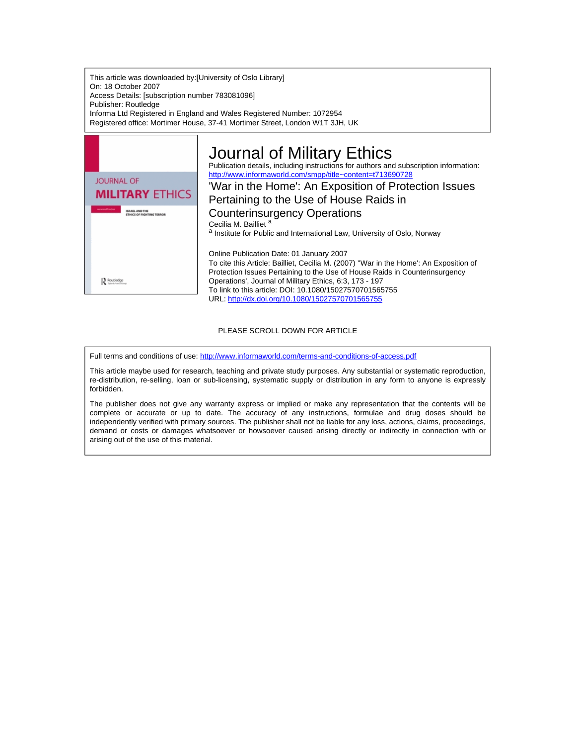This article was downloaded by:[University of Oslo Library]
On: 18 October 2007
Access Details: [subscription number 783081096]
Publisher: Routledge
Informa Ltd Registered in England and Wales Registered Number: 1072954
Registered office: Mortimer House, 37-41 Mortimer Street, London W1T 3JH, UK

# Journal of Military Ethics

Publication details, including instructions for authors and subscription information:
http://www.informaworld.com/smpp/title~content=t713690728

## 'War in the Home': An Exposition of Protection Issues Pertaining to the Use of House Raids in Counterinsurgency Operations

Cecilia M. Bailliet [a]

[a] Institute for Public and International Law, University of Oslo, Norway

Online Publication Date: 01 January 2007

To cite this Article: Bailliet, Cecilia M. (2007) "War in the Home': An Exposition of Protection Issues Pertaining to the Use of House Raids in Counterinsurgency Operations', Journal of Military Ethics, 6:3, 173 - 197

To link to this article: DOI: 10.1080/15027570701565755

URL: http://dx.doi.org/10.1080/15027570701565755

PLEASE SCROLL DOWN FOR ARTICLE

Full terms and conditions of use: http://www.informaworld.com/terms-and-conditions-of-access.pdf

This article maybe used for research, teaching and private study purposes. Any substantial or systematic reproduction, re-distribution, re-selling, loan or sub-licensing, systematic supply or distribution in any form to anyone is expressly forbidden.

The publisher does not give any warranty express or implied or make any representation that the contents will be complete or accurate or up to date. The accuracy of any instructions, formulae and drug doses should be independently verified with primary sources. The publisher shall not be liable for any loss, actions, claims, proceedings, demand or costs or damages whatsoever or howsoever caused arising directly or indirectly in connection with or arising out of the use of this material.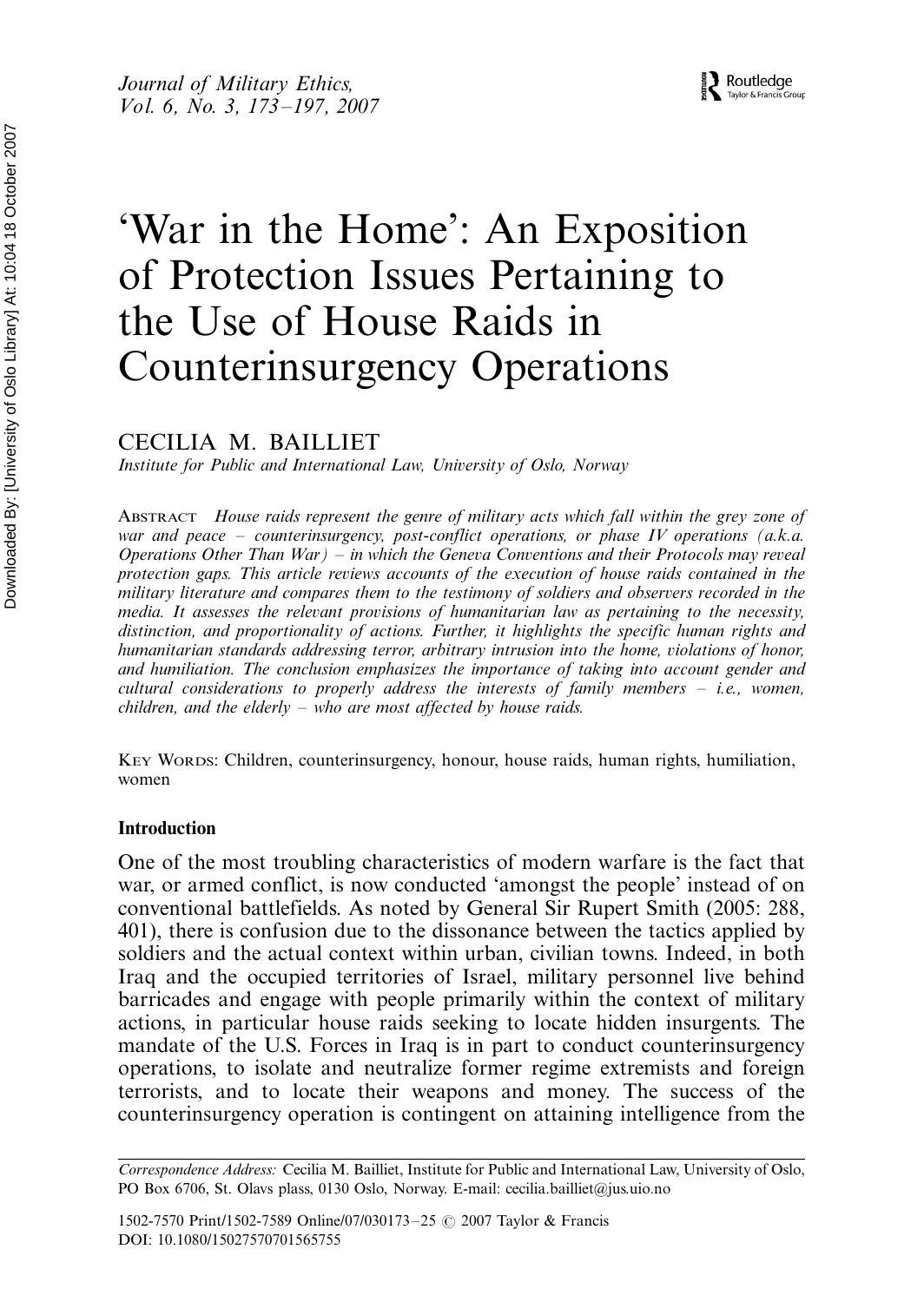# 'War in the Home': An Exposition of Protection Issues Pertaining to the Use of House Raids in Counterinsurgency Operations

CECILIA M. BAILLIET

*Institute for Public and International Law, University of Oslo, Norway*

ABSTRACT *House raids represent the genre of military acts which fall within the grey zone of war and peace – counterinsurgency, post-conflict operations, or phase IV operations (a.k.a. Operations Other Than War) – in which the Geneva Conventions and their Protocols may reveal protection gaps. This article reviews accounts of the execution of house raids contained in the military literature and compares them to the testimony of soldiers and observers recorded in the media. It assesses the relevant provisions of humanitarian law as pertaining to the necessity, distinction, and proportionality of actions. Further, it highlights the specific human rights and humanitarian standards addressing terror, arbitrary intrusion into the home, violations of honor, and humiliation. The conclusion emphasizes the importance of taking into account gender and cultural considerations to properly address the interests of family members – i.e., women, children, and the elderly – who are most affected by house raids.*

KEY WORDS: Children, counterinsurgency, honour, house raids, human rights, humiliation, women

## Introduction

One of the most troubling characteristics of modern warfare is the fact that war, or armed conflict, is now conducted 'amongst the people' instead of on conventional battlefields. As noted by General Sir Rupert Smith (2005: 288, 401), there is confusion due to the dissonance between the tactics applied by soldiers and the actual context within urban, civilian towns. Indeed, in both Iraq and the occupied territories of Israel, military personnel live behind barricades and engage with people primarily within the context of military actions, in particular house raids seeking to locate hidden insurgents. The mandate of the U.S. Forces in Iraq is in part to conduct counterinsurgency operations, to isolate and neutralize former regime extremists and foreign terrorists, and to locate their weapons and money. The success of the counterinsurgency operation is contingent on attaining intelligence from the

*Correspondence Address:* Cecilia M. Bailliet, Institute for Public and International Law, University of Oslo, PO Box 6706, St. Olavs plass, 0130 Oslo, Norway. E-mail: cecilia.bailliet@jus.uio.no

1502-7570 Print/1502-7589 Online/07/030173–25 © 2007 Taylor & Francis
DOI: 10.1080/15027570701565755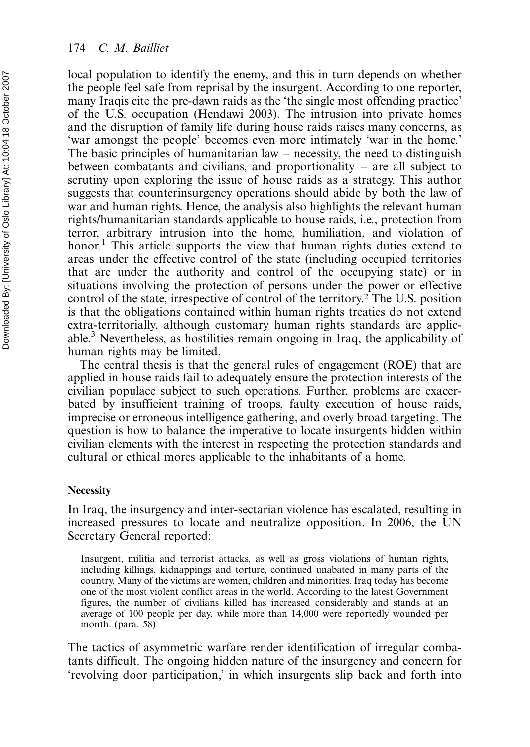local population to identify the enemy, and this in turn depends on whether the people feel safe from reprisal by the insurgent. According to one reporter, many Iraqis cite the pre-dawn raids as the 'the single most offending practice' of the U.S. occupation (Hendawi 2003). The intrusion into private homes and the disruption of family life during house raids raises many concerns, as 'war amongst the people' becomes even more intimately 'war in the home.' The basic principles of humanitarian law – necessity, the need to distinguish between combatants and civilians, and proportionality – are all subject to scrutiny upon exploring the issue of house raids as a strategy. This author suggests that counterinsurgency operations should abide by both the law of war and human rights. Hence, the analysis also highlights the relevant human rights/humanitarian standards applicable to house raids, i.e., protection from terror, arbitrary intrusion into the home, humiliation, and violation of honor.[1] This article supports the view that human rights duties extend to areas under the effective control of the state (including occupied territories that are under the authority and control of the occupying state) or in situations involving the protection of persons under the power or effective control of the state, irrespective of control of the territory.[2] The U.S. position is that the obligations contained within human rights treaties do not extend extra-territorially, although customary human rights standards are applicable.[3] Nevertheless, as hostilities remain ongoing in Iraq, the applicability of human rights may be limited.

The central thesis is that the general rules of engagement (ROE) that are applied in house raids fail to adequately ensure the protection interests of the civilian populace subject to such operations. Further, problems are exacerbated by insufficient training of troops, faulty execution of house raids, imprecise or erroneous intelligence gathering, and overly broad targeting. The question is how to balance the imperative to locate insurgents hidden within civilian elements with the interest in respecting the protection standards and cultural or ethical mores applicable to the inhabitants of a home.

#### Necessity

In Iraq, the insurgency and inter-sectarian violence has escalated, resulting in increased pressures to locate and neutralize opposition. In 2006, the UN Secretary General reported:

> Insurgent, militia and terrorist attacks, as well as gross violations of human rights, including killings, kidnappings and torture, continued unabated in many parts of the country. Many of the victims are women, children and minorities. Iraq today has become one of the most violent conflict areas in the world. According to the latest Government figures, the number of civilians killed has increased considerably and stands at an average of 100 people per day, while more than 14,000 were reportedly wounded per month. (para. 58)

The tactics of asymmetric warfare render identification of irregular combatants difficult. The ongoing hidden nature of the insurgency and concern for 'revolving door participation,' in which insurgents slip back and forth into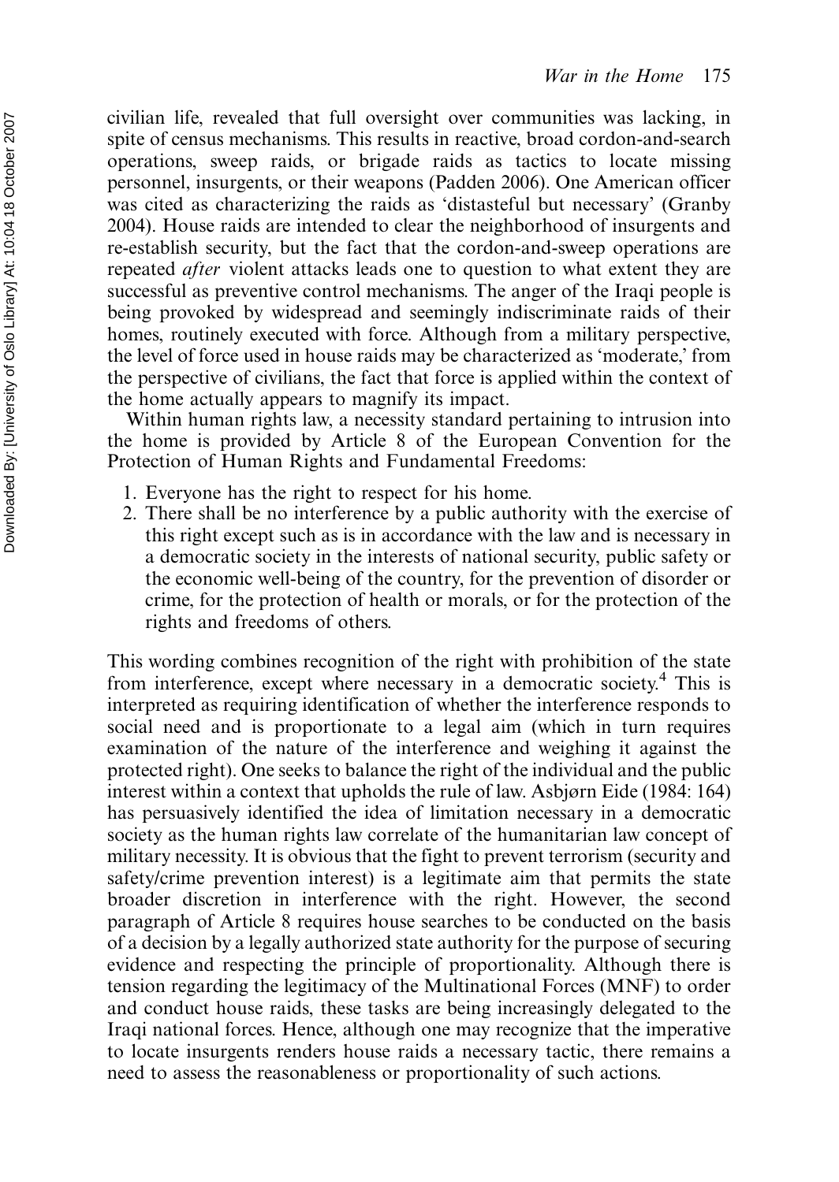civilian life, revealed that full oversight over communities was lacking, in spite of census mechanisms. This results in reactive, broad cordon-and-search operations, sweep raids, or brigade raids as tactics to locate missing personnel, insurgents, or their weapons (Padden 2006). One American officer was cited as characterizing the raids as 'distasteful but necessary' (Granby 2004). House raids are intended to clear the neighborhood of insurgents and re-establish security, but the fact that the cordon-and-sweep operations are repeated *after* violent attacks leads one to question to what extent they are successful as preventive control mechanisms. The anger of the Iraqi people is being provoked by widespread and seemingly indiscriminate raids of their homes, routinely executed with force. Although from a military perspective, the level of force used in house raids may be characterized as 'moderate,' from the perspective of civilians, the fact that force is applied within the context of the home actually appears to magnify its impact.

Within human rights law, a necessity standard pertaining to intrusion into the home is provided by Article 8 of the European Convention for the Protection of Human Rights and Fundamental Freedoms:

1. Everyone has the right to respect for his home.
2. There shall be no interference by a public authority with the exercise of this right except such as is in accordance with the law and is necessary in a democratic society in the interests of national security, public safety or the economic well-being of the country, for the prevention of disorder or crime, for the protection of health or morals, or for the protection of the rights and freedoms of others.

This wording combines recognition of the right with prohibition of the state from interference, except where necessary in a democratic society.[4] This is interpreted as requiring identification of whether the interference responds to social need and is proportionate to a legal aim (which in turn requires examination of the nature of the interference and weighing it against the protected right). One seeks to balance the right of the individual and the public interest within a context that upholds the rule of law. Asbjørn Eide (1984: 164) has persuasively identified the idea of limitation necessary in a democratic society as the human rights law correlate of the humanitarian law concept of military necessity. It is obvious that the fight to prevent terrorism (security and safety/crime prevention interest) is a legitimate aim that permits the state broader discretion in interference with the right. However, the second paragraph of Article 8 requires house searches to be conducted on the basis of a decision by a legally authorized state authority for the purpose of securing evidence and respecting the principle of proportionality. Although there is tension regarding the legitimacy of the Multinational Forces (MNF) to order and conduct house raids, these tasks are being increasingly delegated to the Iraqi national forces. Hence, although one may recognize that the imperative to locate insurgents renders house raids a necessary tactic, there remains a need to assess the reasonableness or proportionality of such actions.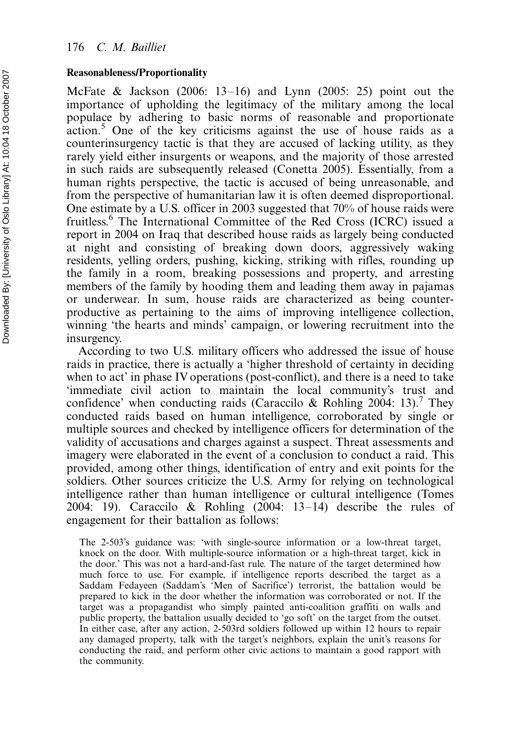### Reasonableness/Proportionality

McFate & Jackson (2006: 13–16) and Lynn (2005: 25) point out the importance of upholding the legitimacy of the military among the local populace by adhering to basic norms of reasonable and proportionate action.[5] One of the key criticisms against the use of house raids as a counterinsurgency tactic is that they are accused of lacking utility, as they rarely yield either insurgents or weapons, and the majority of those arrested in such raids are subsequently released (Conetta 2005). Essentially, from a human rights perspective, the tactic is accused of being unreasonable, and from the perspective of humanitarian law it is often deemed disproportional. One estimate by a U.S. officer in 2003 suggested that 70% of house raids were fruitless.[6] The International Committee of the Red Cross (ICRC) issued a report in 2004 on Iraq that described house raids as largely being conducted at night and consisting of breaking down doors, aggressively waking residents, yelling orders, pushing, kicking, striking with rifles, rounding up the family in a room, breaking possessions and property, and arresting members of the family by hooding them and leading them away in pajamas or underwear. In sum, house raids are characterized as being counter-productive as pertaining to the aims of improving intelligence collection, winning 'the hearts and minds' campaign, or lowering recruitment into the insurgency.

According to two U.S. military officers who addressed the issue of house raids in practice, there is actually a 'higher threshold of certainty in deciding when to act' in phase IV operations (post-conflict), and there is a need to take 'immediate civil action to maintain the local community's trust and confidence' when conducting raids (Caraccilo & Rohling 2004: 13).[7] They conducted raids based on human intelligence, corroborated by single or multiple sources and checked by intelligence officers for determination of the validity of accusations and charges against a suspect. Threat assessments and imagery were elaborated in the event of a conclusion to conduct a raid. This provided, among other things, identification of entry and exit points for the soldiers. Other sources criticize the U.S. Army for relying on technological intelligence rather than human intelligence or cultural intelligence (Tomes 2004: 19). Caraccilo & Rohling (2004: 13–14) describe the rules of engagement for their battalion as follows:

> The 2-503's guidance was: 'with single-source information or a low-threat target, knock on the door. With multiple-source information or a high-threat target, kick in the door.' This was not a hard-and-fast rule. The nature of the target determined how much force to use. For example, if intelligence reports described the target as a Saddam Fedayeen (Saddam's 'Men of Sacrifice') terrorist, the battalion would be prepared to kick in the door whether the information was corroborated or not. If the target was a propagandist who simply painted anti-coalition graffiti on walls and public property, the battalion usually decided to 'go soft' on the target from the outset. In either case, after any action, 2-503rd soldiers followed up within 12 hours to repair any damaged property, talk with the target's neighbors, explain the unit's reasons for conducting the raid, and perform other civic actions to maintain a good rapport with the community.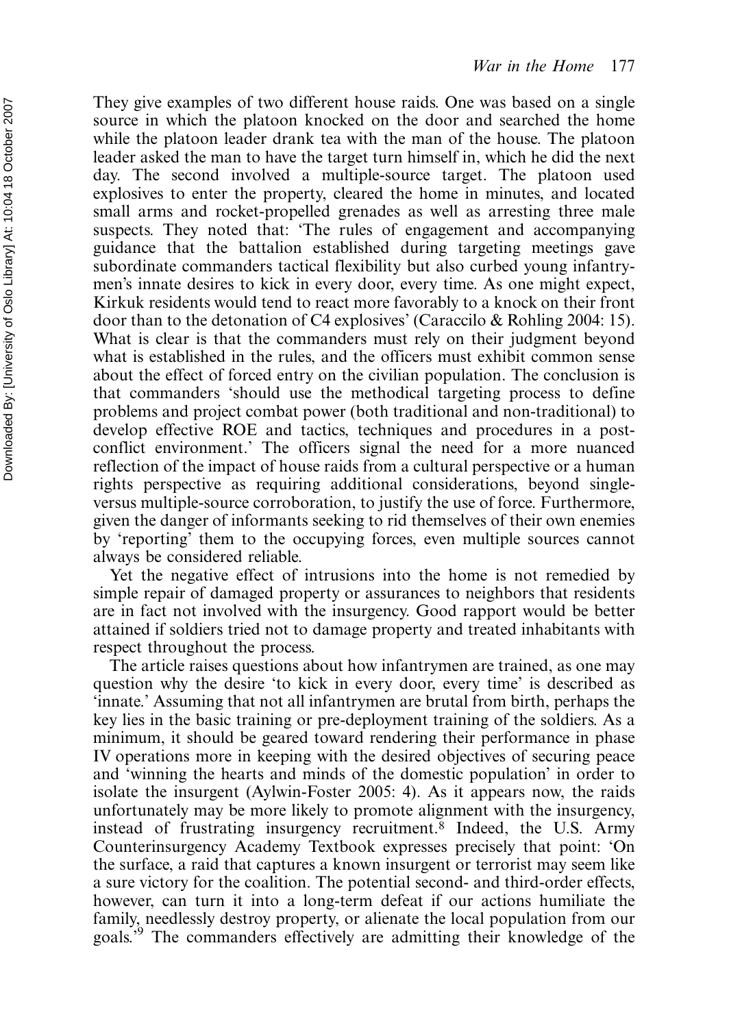They give examples of two different house raids. One was based on a single source in which the platoon knocked on the door and searched the home while the platoon leader drank tea with the man of the house. The platoon leader asked the man to have the target turn himself in, which he did the next day. The second involved a multiple-source target. The platoon used explosives to enter the property, cleared the home in minutes, and located small arms and rocket-propelled grenades as well as arresting three male suspects. They noted that: 'The rules of engagement and accompanying guidance that the battalion established during targeting meetings gave subordinate commanders tactical flexibility but also curbed young infantrymen's innate desires to kick in every door, every time. As one might expect, Kirkuk residents would tend to react more favorably to a knock on their front door than to the detonation of C4 explosives' (Caraccilo & Rohling 2004: 15). What is clear is that the commanders must rely on their judgment beyond what is established in the rules, and the officers must exhibit common sense about the effect of forced entry on the civilian population. The conclusion is that commanders 'should use the methodical targeting process to define problems and project combat power (both traditional and non-traditional) to develop effective ROE and tactics, techniques and procedures in a post-conflict environment.' The officers signal the need for a more nuanced reflection of the impact of house raids from a cultural perspective or a human rights perspective as requiring additional considerations, beyond single- versus multiple-source corroboration, to justify the use of force. Furthermore, given the danger of informants seeking to rid themselves of their own enemies by 'reporting' them to the occupying forces, even multiple sources cannot always be considered reliable.

Yet the negative effect of intrusions into the home is not remedied by simple repair of damaged property or assurances to neighbors that residents are in fact not involved with the insurgency. Good rapport would be better attained if soldiers tried not to damage property and treated inhabitants with respect throughout the process.

The article raises questions about how infantrymen are trained, as one may question why the desire 'to kick in every door, every time' is described as 'innate.' Assuming that not all infantrymen are brutal from birth, perhaps the key lies in the basic training or pre-deployment training of the soldiers. As a minimum, it should be geared toward rendering their performance in phase IV operations more in keeping with the desired objectives of securing peace and 'winning the hearts and minds of the domestic population' in order to isolate the insurgent (Aylwin-Foster 2005: 4). As it appears now, the raids unfortunately may be more likely to promote alignment with the insurgency, instead of frustrating insurgency recruitment.[8] Indeed, the U.S. Army Counterinsurgency Academy Textbook expresses precisely that point: 'On the surface, a raid that captures a known insurgent or terrorist may seem like a sure victory for the coalition. The potential second- and third-order effects, however, can turn it into a long-term defeat if our actions humiliate the family, needlessly destroy property, or alienate the local population from our goals.'[9] The commanders effectively are admitting their knowledge of the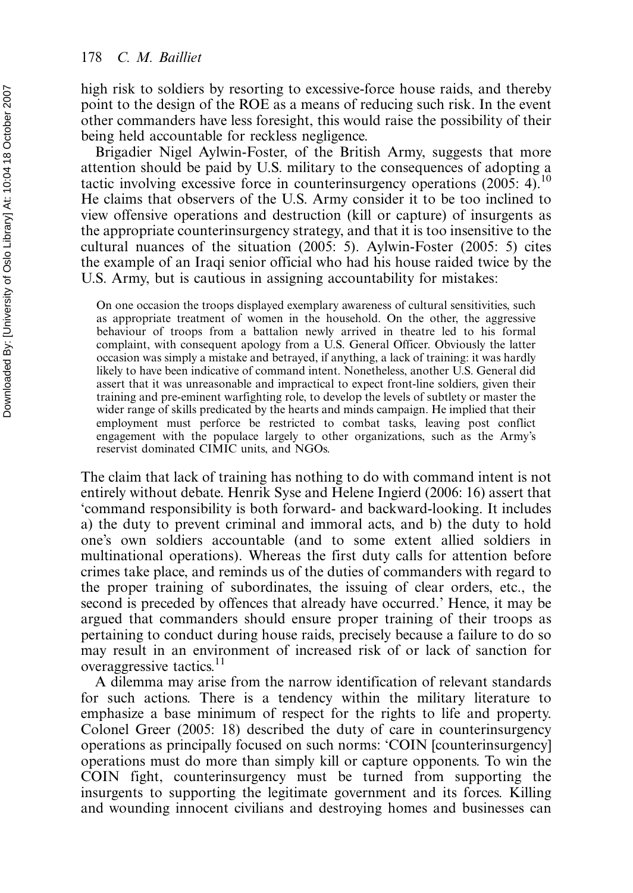high risk to soldiers by resorting to excessive-force house raids, and thereby point to the design of the ROE as a means of reducing such risk. In the event other commanders have less foresight, this would raise the possibility of their being held accountable for reckless negligence.

Brigadier Nigel Aylwin-Foster, of the British Army, suggests that more attention should be paid by U.S. military to the consequences of adopting a tactic involving excessive force in counterinsurgency operations (2005: 4).[10] He claims that observers of the U.S. Army consider it to be too inclined to view offensive operations and destruction (kill or capture) of insurgents as the appropriate counterinsurgency strategy, and that it is too insensitive to the cultural nuances of the situation (2005: 5). Aylwin-Foster (2005: 5) cites the example of an Iraqi senior official who had his house raided twice by the U.S. Army, but is cautious in assigning accountability for mistakes:

> On one occasion the troops displayed exemplary awareness of cultural sensitivities, such as appropriate treatment of women in the household. On the other, the aggressive behaviour of troops from a battalion newly arrived in theatre led to his formal complaint, with consequent apology from a U.S. General Officer. Obviously the latter occasion was simply a mistake and betrayed, if anything, a lack of training: it was hardly likely to have been indicative of command intent. Nonetheless, another U.S. General did assert that it was unreasonable and impractical to expect front-line soldiers, given their training and pre-eminent warfighting role, to develop the levels of subtlety or master the wider range of skills predicated by the hearts and minds campaign. He implied that their employment must perforce be restricted to combat tasks, leaving post conflict engagement with the populace largely to other organizations, such as the Army's reservist dominated CIMIC units, and NGOs.

The claim that lack of training has nothing to do with command intent is not entirely without debate. Henrik Syse and Helene Ingierd (2006: 16) assert that 'command responsibility is both forward- and backward-looking. It includes a) the duty to prevent criminal and immoral acts, and b) the duty to hold one's own soldiers accountable (and to some extent allied soldiers in multinational operations). Whereas the first duty calls for attention before crimes take place, and reminds us of the duties of commanders with regard to the proper training of subordinates, the issuing of clear orders, etc., the second is preceded by offences that already have occurred.' Hence, it may be argued that commanders should ensure proper training of their troops as pertaining to conduct during house raids, precisely because a failure to do so may result in an environment of increased risk of or lack of sanction for overaggressive tactics.[11]

A dilemma may arise from the narrow identification of relevant standards for such actions. There is a tendency within the military literature to emphasize a base minimum of respect for the rights to life and property. Colonel Greer (2005: 18) described the duty of care in counterinsurgency operations as principally focused on such norms: 'COIN [counterinsurgency] operations must do more than simply kill or capture opponents. To win the COIN fight, counterinsurgency must be turned from supporting the insurgents to supporting the legitimate government and its forces. Killing and wounding innocent civilians and destroying homes and businesses can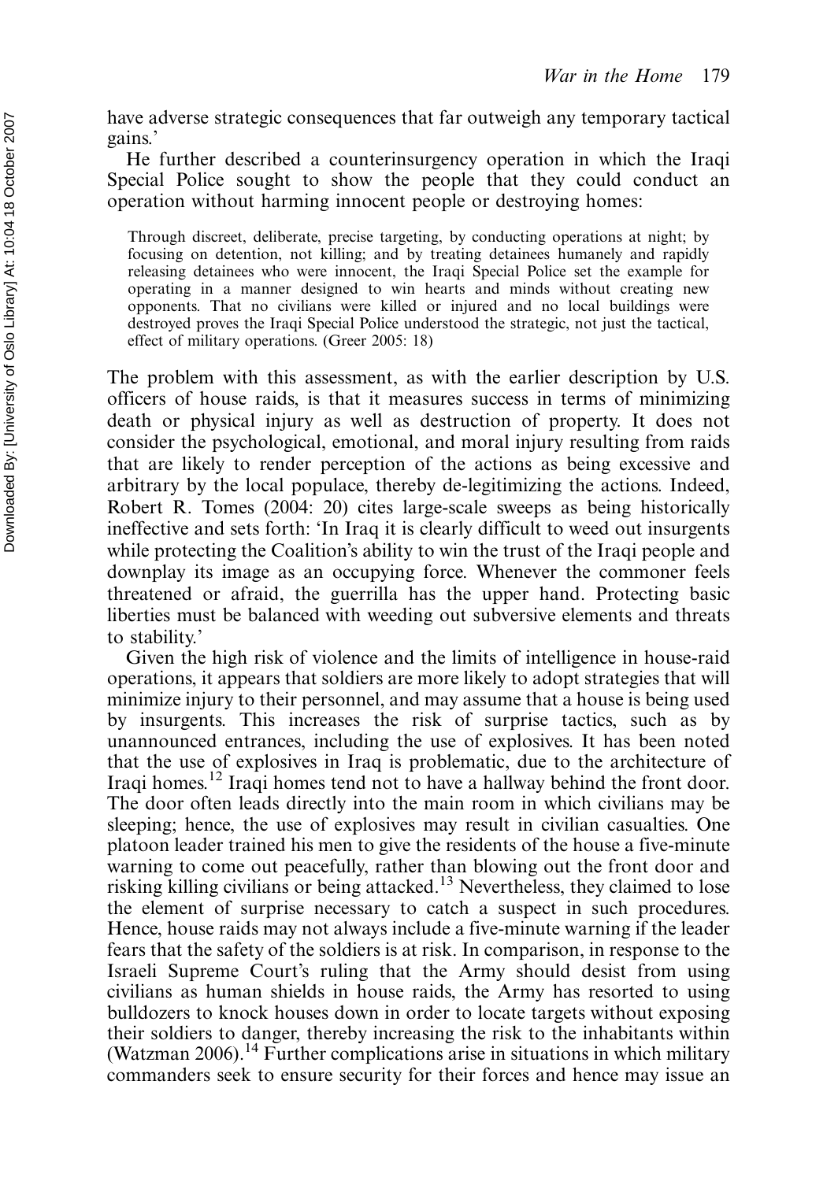have adverse strategic consequences that far outweigh any temporary tactical gains.'

He further described a counterinsurgency operation in which the Iraqi Special Police sought to show the people that they could conduct an operation without harming innocent people or destroying homes:

> Through discreet, deliberate, precise targeting, by conducting operations at night; by focusing on detention, not killing; and by treating detainees humanely and rapidly releasing detainees who were innocent, the Iraqi Special Police set the example for operating in a manner designed to win hearts and minds without creating new opponents. That no civilians were killed or injured and no local buildings were destroyed proves the Iraqi Special Police understood the strategic, not just the tactical, effect of military operations. (Greer 2005: 18)

The problem with this assessment, as with the earlier description by U.S. officers of house raids, is that it measures success in terms of minimizing death or physical injury as well as destruction of property. It does not consider the psychological, emotional, and moral injury resulting from raids that are likely to render perception of the actions as being excessive and arbitrary by the local populace, thereby de-legitimizing the actions. Indeed, Robert R. Tomes (2004: 20) cites large-scale sweeps as being historically ineffective and sets forth: 'In Iraq it is clearly difficult to weed out insurgents while protecting the Coalition's ability to win the trust of the Iraqi people and downplay its image as an occupying force. Whenever the commoner feels threatened or afraid, the guerrilla has the upper hand. Protecting basic liberties must be balanced with weeding out subversive elements and threats to stability.'

Given the high risk of violence and the limits of intelligence in house-raid operations, it appears that soldiers are more likely to adopt strategies that will minimize injury to their personnel, and may assume that a house is being used by insurgents. This increases the risk of surprise tactics, such as by unannounced entrances, including the use of explosives. It has been noted that the use of explosives in Iraq is problematic, due to the architecture of Iraqi homes.[12] Iraqi homes tend not to have a hallway behind the front door. The door often leads directly into the main room in which civilians may be sleeping; hence, the use of explosives may result in civilian casualties. One platoon leader trained his men to give the residents of the house a five-minute warning to come out peacefully, rather than blowing out the front door and risking killing civilians or being attacked.[13] Nevertheless, they claimed to lose the element of surprise necessary to catch a suspect in such procedures. Hence, house raids may not always include a five-minute warning if the leader fears that the safety of the soldiers is at risk. In comparison, in response to the Israeli Supreme Court's ruling that the Army should desist from using civilians as human shields in house raids, the Army has resorted to using bulldozers to knock houses down in order to locate targets without exposing their soldiers to danger, thereby increasing the risk to the inhabitants within (Watzman 2006).[14] Further complications arise in situations in which military commanders seek to ensure security for their forces and hence may issue an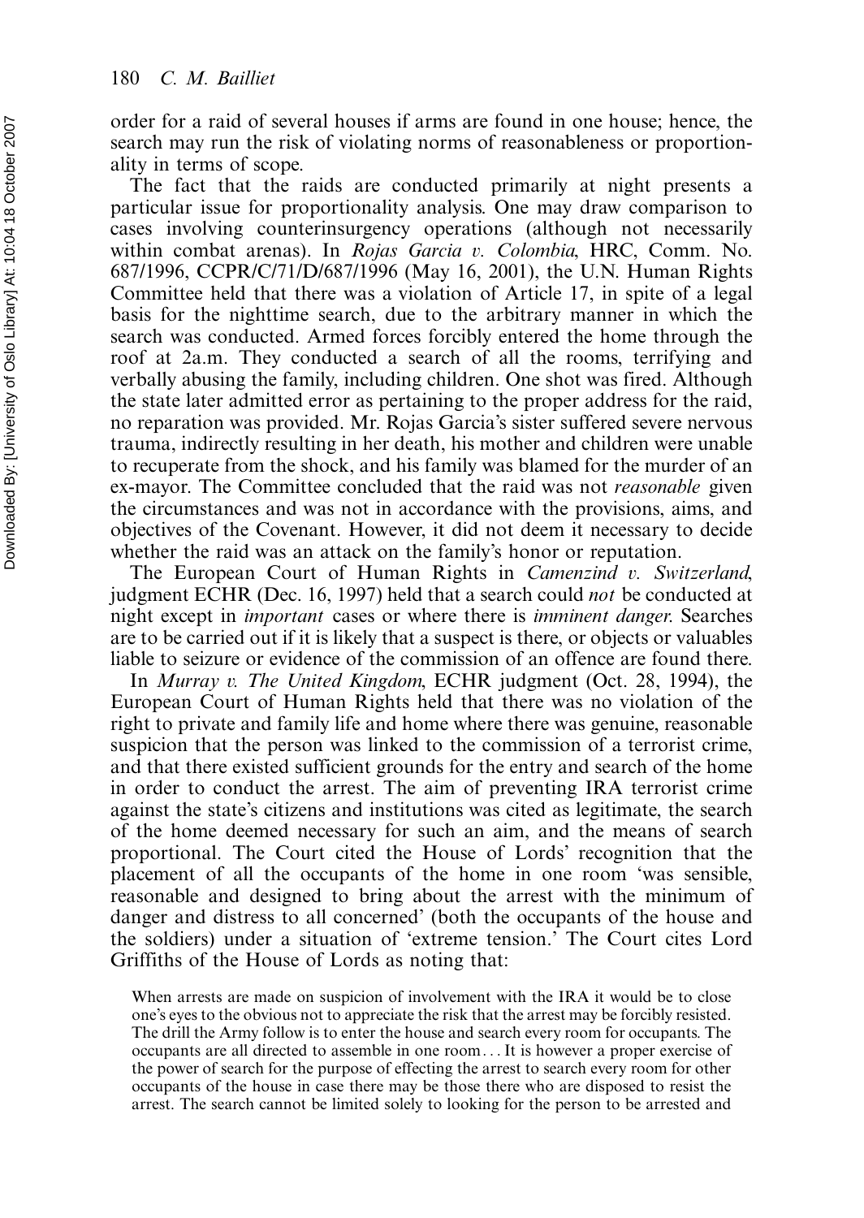order for a raid of several houses if arms are found in one house; hence, the search may run the risk of violating norms of reasonableness or proportionality in terms of scope.

The fact that the raids are conducted primarily at night presents a particular issue for proportionality analysis. One may draw comparison to cases involving counterinsurgency operations (although not necessarily within combat arenas). In *Rojas Garcia v. Colombia*, HRC, Comm. No. 687/1996, CCPR/C/71/D/687/1996 (May 16, 2001), the U.N. Human Rights Committee held that there was a violation of Article 17, in spite of a legal basis for the nighttime search, due to the arbitrary manner in which the search was conducted. Armed forces forcibly entered the home through the roof at 2a.m. They conducted a search of all the rooms, terrifying and verbally abusing the family, including children. One shot was fired. Although the state later admitted error as pertaining to the proper address for the raid, no reparation was provided. Mr. Rojas Garcia's sister suffered severe nervous trauma, indirectly resulting in her death, his mother and children were unable to recuperate from the shock, and his family was blamed for the murder of an ex-mayor. The Committee concluded that the raid was not *reasonable* given the circumstances and was not in accordance with the provisions, aims, and objectives of the Covenant. However, it did not deem it necessary to decide whether the raid was an attack on the family's honor or reputation.

The European Court of Human Rights in *Camenzind v. Switzerland*, judgment ECHR (Dec. 16, 1997) held that a search could *not* be conducted at night except in *important* cases or where there is *imminent danger*. Searches are to be carried out if it is likely that a suspect is there, or objects or valuables liable to seizure or evidence of the commission of an offence are found there.

In *Murray v. The United Kingdom*, ECHR judgment (Oct. 28, 1994), the European Court of Human Rights held that there was no violation of the right to private and family life and home where there was genuine, reasonable suspicion that the person was linked to the commission of a terrorist crime, and that there existed sufficient grounds for the entry and search of the home in order to conduct the arrest. The aim of preventing IRA terrorist crime against the state's citizens and institutions was cited as legitimate, the search of the home deemed necessary for such an aim, and the means of search proportional. The Court cited the House of Lords' recognition that the placement of all the occupants of the home in one room 'was sensible, reasonable and designed to bring about the arrest with the minimum of danger and distress to all concerned' (both the occupants of the house and the soldiers) under a situation of 'extreme tension.' The Court cites Lord Griffiths of the House of Lords as noting that:

> When arrests are made on suspicion of involvement with the IRA it would be to close one's eyes to the obvious not to appreciate the risk that the arrest may be forcibly resisted. The drill the Army follow is to enter the house and search every room for occupants. The occupants are all directed to assemble in one room... It is however a proper exercise of the power of search for the purpose of effecting the arrest to search every room for other occupants of the house in case there may be those there who are disposed to resist the arrest. The search cannot be limited solely to looking for the person to be arrested and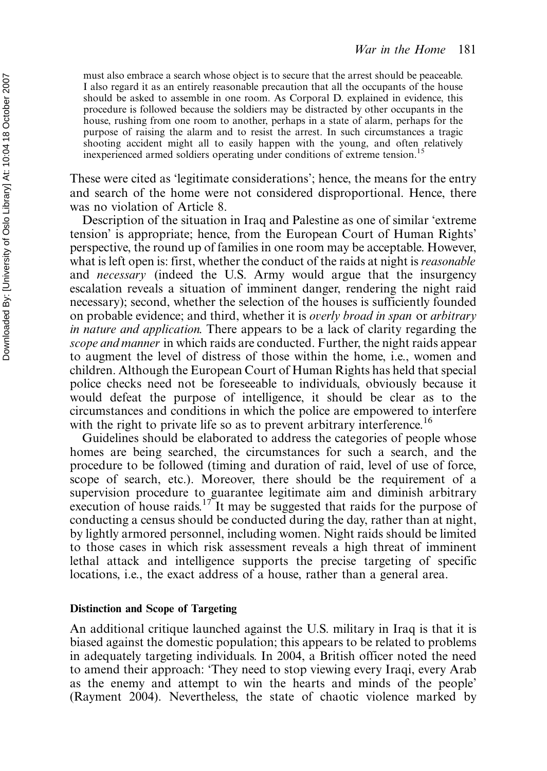must also embrace a search whose object is to secure that the arrest should be peaceable. I also regard it as an entirely reasonable precaution that all the occupants of the house should be asked to assemble in one room. As Corporal D. explained in evidence, this procedure is followed because the soldiers may be distracted by other occupants in the house, rushing from one room to another, perhaps in a state of alarm, perhaps for the purpose of raising the alarm and to resist the arrest. In such circumstances a tragic shooting accident might all to easily happen with the young, and often relatively inexperienced armed soldiers operating under conditions of extreme tension.[15]

These were cited as 'legitimate considerations'; hence, the means for the entry and search of the home were not considered disproportional. Hence, there was no violation of Article 8.

Description of the situation in Iraq and Palestine as one of similar 'extreme tension' is appropriate; hence, from the European Court of Human Rights' perspective, the round up of families in one room may be acceptable. However, what is left open is: first, whether the conduct of the raids at night is *reasonable* and *necessary* (indeed the U.S. Army would argue that the insurgency escalation reveals a situation of imminent danger, rendering the night raid necessary); second, whether the selection of the houses is sufficiently founded on probable evidence; and third, whether it is *overly broad in span* or *arbitrary in nature and application.* There appears to be a lack of clarity regarding the *scope and manner* in which raids are conducted. Further, the night raids appear to augment the level of distress of those within the home, i.e., women and children. Although the European Court of Human Rights has held that special police checks need not be foreseeable to individuals, obviously because it would defeat the purpose of intelligence, it should be clear as to the circumstances and conditions in which the police are empowered to interfere with the right to private life so as to prevent arbitrary interference.[16]

Guidelines should be elaborated to address the categories of people whose homes are being searched, the circumstances for such a search, and the procedure to be followed (timing and duration of raid, level of use of force, scope of search, etc.). Moreover, there should be the requirement of a supervision procedure to guarantee legitimate aim and diminish arbitrary execution of house raids.[17] It may be suggested that raids for the purpose of conducting a census should be conducted during the day, rather than at night, by lightly armored personnel, including women. Night raids should be limited to those cases in which risk assessment reveals a high threat of imminent lethal attack and intelligence supports the precise targeting of specific locations, i.e., the exact address of a house, rather than a general area.

### Distinction and Scope of Targeting

An additional critique launched against the U.S. military in Iraq is that it is biased against the domestic population; this appears to be related to problems in adequately targeting individuals. In 2004, a British officer noted the need to amend their approach: 'They need to stop viewing every Iraqi, every Arab as the enemy and attempt to win the hearts and minds of the people' (Rayment 2004). Nevertheless, the state of chaotic violence marked by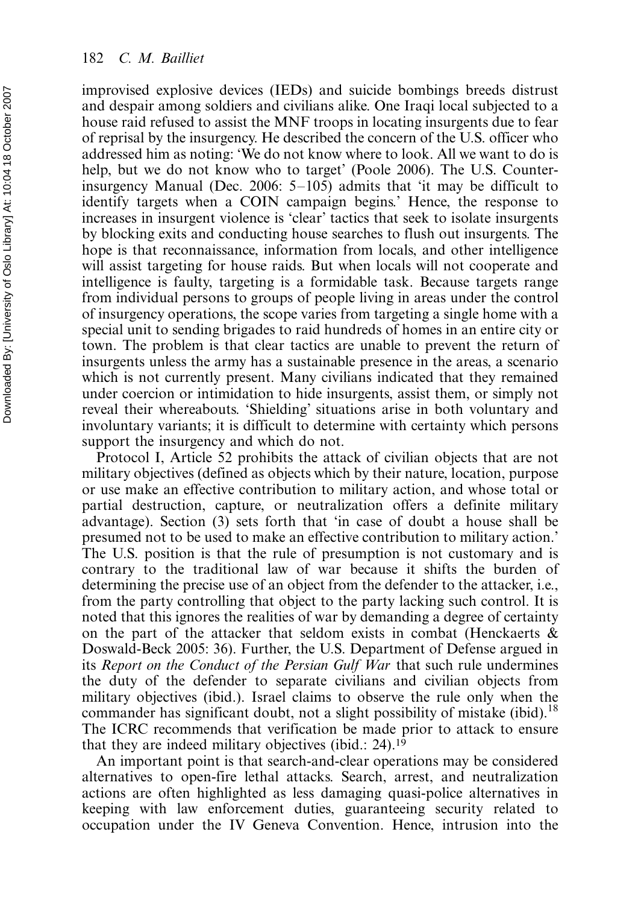improvised explosive devices (IEDs) and suicide bombings breeds distrust and despair among soldiers and civilians alike. One Iraqi local subjected to a house raid refused to assist the MNF troops in locating insurgents due to fear of reprisal by the insurgency. He described the concern of the U.S. officer who addressed him as noting: 'We do not know where to look. All we want to do is help, but we do not know who to target' (Poole 2006). The U.S. Counterinsurgency Manual (Dec. 2006: 5–105) admits that 'it may be difficult to identify targets when a COIN campaign begins.' Hence, the response to increases in insurgent violence is 'clear' tactics that seek to isolate insurgents by blocking exits and conducting house searches to flush out insurgents. The hope is that reconnaissance, information from locals, and other intelligence will assist targeting for house raids. But when locals will not cooperate and intelligence is faulty, targeting is a formidable task. Because targets range from individual persons to groups of people living in areas under the control of insurgency operations, the scope varies from targeting a single home with a special unit to sending brigades to raid hundreds of homes in an entire city or town. The problem is that clear tactics are unable to prevent the return of insurgents unless the army has a sustainable presence in the areas, a scenario which is not currently present. Many civilians indicated that they remained under coercion or intimidation to hide insurgents, assist them, or simply not reveal their whereabouts. 'Shielding' situations arise in both voluntary and involuntary variants; it is difficult to determine with certainty which persons support the insurgency and which do not.

Protocol I, Article 52 prohibits the attack of civilian objects that are not military objectives (defined as objects which by their nature, location, purpose or use make an effective contribution to military action, and whose total or partial destruction, capture, or neutralization offers a definite military advantage). Section (3) sets forth that 'in case of doubt a house shall be presumed not to be used to make an effective contribution to military action.' The U.S. position is that the rule of presumption is not customary and is contrary to the traditional law of war because it shifts the burden of determining the precise use of an object from the defender to the attacker, i.e., from the party controlling that object to the party lacking such control. It is noted that this ignores the realities of war by demanding a degree of certainty on the part of the attacker that seldom exists in combat (Henckaerts & Doswald-Beck 2005: 36). Further, the U.S. Department of Defense argued in its *Report on the Conduct of the Persian Gulf War* that such rule undermines the duty of the defender to separate civilians and civilian objects from military objectives (ibid.). Israel claims to observe the rule only when the commander has significant doubt, not a slight possibility of mistake (ibid).[18] The ICRC recommends that verification be made prior to attack to ensure that they are indeed military objectives (ibid.: 24).[19]

An important point is that search-and-clear operations may be considered alternatives to open-fire lethal attacks. Search, arrest, and neutralization actions are often highlighted as less damaging quasi-police alternatives in keeping with law enforcement duties, guaranteeing security related to occupation under the IV Geneva Convention. Hence, intrusion into the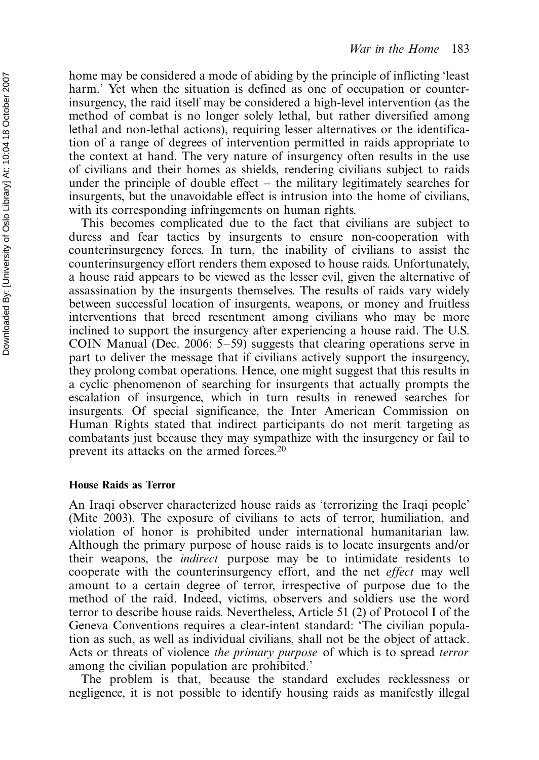home may be considered a mode of abiding by the principle of inflicting 'least harm.' Yet when the situation is defined as one of occupation or counterinsurgency, the raid itself may be considered a high-level intervention (as the method of combat is no longer solely lethal, but rather diversified among lethal and non-lethal actions), requiring lesser alternatives or the identification of a range of degrees of intervention permitted in raids appropriate to the context at hand. The very nature of insurgency often results in the use of civilians and their homes as shields, rendering civilians subject to raids under the principle of double effect – the military legitimately searches for insurgents, but the unavoidable effect is intrusion into the home of civilians, with its corresponding infringements on human rights.

This becomes complicated due to the fact that civilians are subject to duress and fear tactics by insurgents to ensure non-cooperation with counterinsurgency forces. In turn, the inability of civilians to assist the counterinsurgency effort renders them exposed to house raids. Unfortunately, a house raid appears to be viewed as the lesser evil, given the alternative of assassination by the insurgents themselves. The results of raids vary widely between successful location of insurgents, weapons, or money and fruitless interventions that breed resentment among civilians who may be more inclined to support the insurgency after experiencing a house raid. The U.S. COIN Manual (Dec. 2006: 5–59) suggests that clearing operations serve in part to deliver the message that if civilians actively support the insurgency, they prolong combat operations. Hence, one might suggest that this results in a cyclic phenomenon of searching for insurgents that actually prompts the escalation of insurgence, which in turn results in renewed searches for insurgents. Of special significance, the Inter American Commission on Human Rights stated that indirect participants do not merit targeting as combatants just because they may sympathize with the insurgency or fail to prevent its attacks on the armed forces.[20]

#### House Raids as Terror

An Iraqi observer characterized house raids as 'terrorizing the Iraqi people' (Mite 2003). The exposure of civilians to acts of terror, humiliation, and violation of honor is prohibited under international humanitarian law. Although the primary purpose of house raids is to locate insurgents and/or their weapons, the *indirect* purpose may be to intimidate residents to cooperate with the counterinsurgency effort, and the net *effect* may well amount to a certain degree of terror, irrespective of purpose due to the method of the raid. Indeed, victims, observers and soldiers use the word terror to describe house raids. Nevertheless, Article 51 (2) of Protocol I of the Geneva Conventions requires a clear-intent standard: 'The civilian population as such, as well as individual civilians, shall not be the object of attack. Acts or threats of violence *the primary purpose* of which is to spread *terror* among the civilian population are prohibited.'

The problem is that, because the standard excludes recklessness or negligence, it is not possible to identify housing raids as manifestly illegal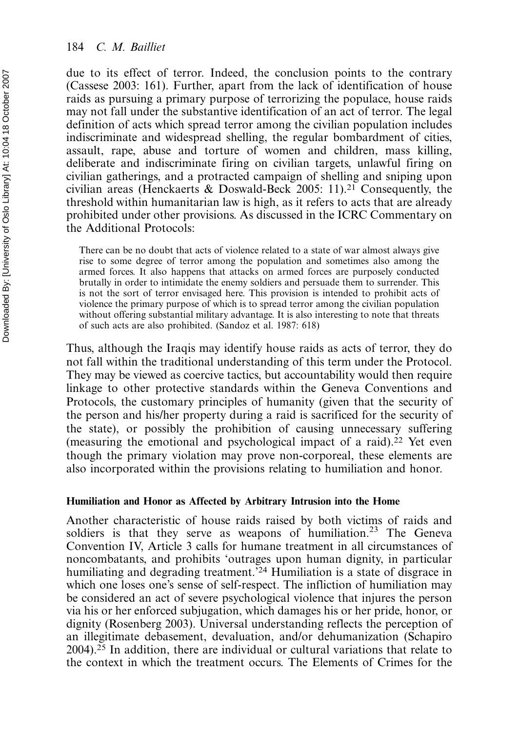due to its effect of terror. Indeed, the conclusion points to the contrary (Cassese 2003: 161). Further, apart from the lack of identification of house raids as pursuing a primary purpose of terrorizing the populace, house raids may not fall under the substantive identification of an act of terror. The legal definition of acts which spread terror among the civilian population includes indiscriminate and widespread shelling, the regular bombardment of cities, assault, rape, abuse and torture of women and children, mass killing, deliberate and indiscriminate firing on civilian targets, unlawful firing on civilian gatherings, and a protracted campaign of shelling and sniping upon civilian areas (Henckaerts & Doswald-Beck 2005: 11).[21] Consequently, the threshold within humanitarian law is high, as it refers to acts that are already prohibited under other provisions. As discussed in the ICRC Commentary on the Additional Protocols:

> There can be no doubt that acts of violence related to a state of war almost always give rise to some degree of terror among the population and sometimes also among the armed forces. It also happens that attacks on armed forces are purposely conducted brutally in order to intimidate the enemy soldiers and persuade them to surrender. This is not the sort of terror envisaged here. This provision is intended to prohibit acts of violence the primary purpose of which is to spread terror among the civilian population without offering substantial military advantage. It is also interesting to note that threats of such acts are also prohibited. (Sandoz et al. 1987: 618)

Thus, although the Iraqis may identify house raids as acts of terror, they do not fall within the traditional understanding of this term under the Protocol. They may be viewed as coercive tactics, but accountability would then require linkage to other protective standards within the Geneva Conventions and Protocols, the customary principles of humanity (given that the security of the person and his/her property during a raid is sacrificed for the security of the state), or possibly the prohibition of causing unnecessary suffering (measuring the emotional and psychological impact of a raid).[22] Yet even though the primary violation may prove non-corporeal, these elements are also incorporated within the provisions relating to humiliation and honor.

### Humiliation and Honor as Affected by Arbitrary Intrusion into the Home

Another characteristic of house raids raised by both victims of raids and soldiers is that they serve as weapons of humiliation.[23] The Geneva Convention IV, Article 3 calls for humane treatment in all circumstances of noncombatants, and prohibits 'outrages upon human dignity, in particular humiliating and degrading treatment.'[24] Humiliation is a state of disgrace in which one loses one's sense of self-respect. The infliction of humiliation may be considered an act of severe psychological violence that injures the person via his or her enforced subjugation, which damages his or her pride, honor, or dignity (Rosenberg 2003). Universal understanding reflects the perception of an illegitimate debasement, devaluation, and/or dehumanization (Schapiro 2004).[25] In addition, there are individual or cultural variations that relate to the context in which the treatment occurs. The Elements of Crimes for the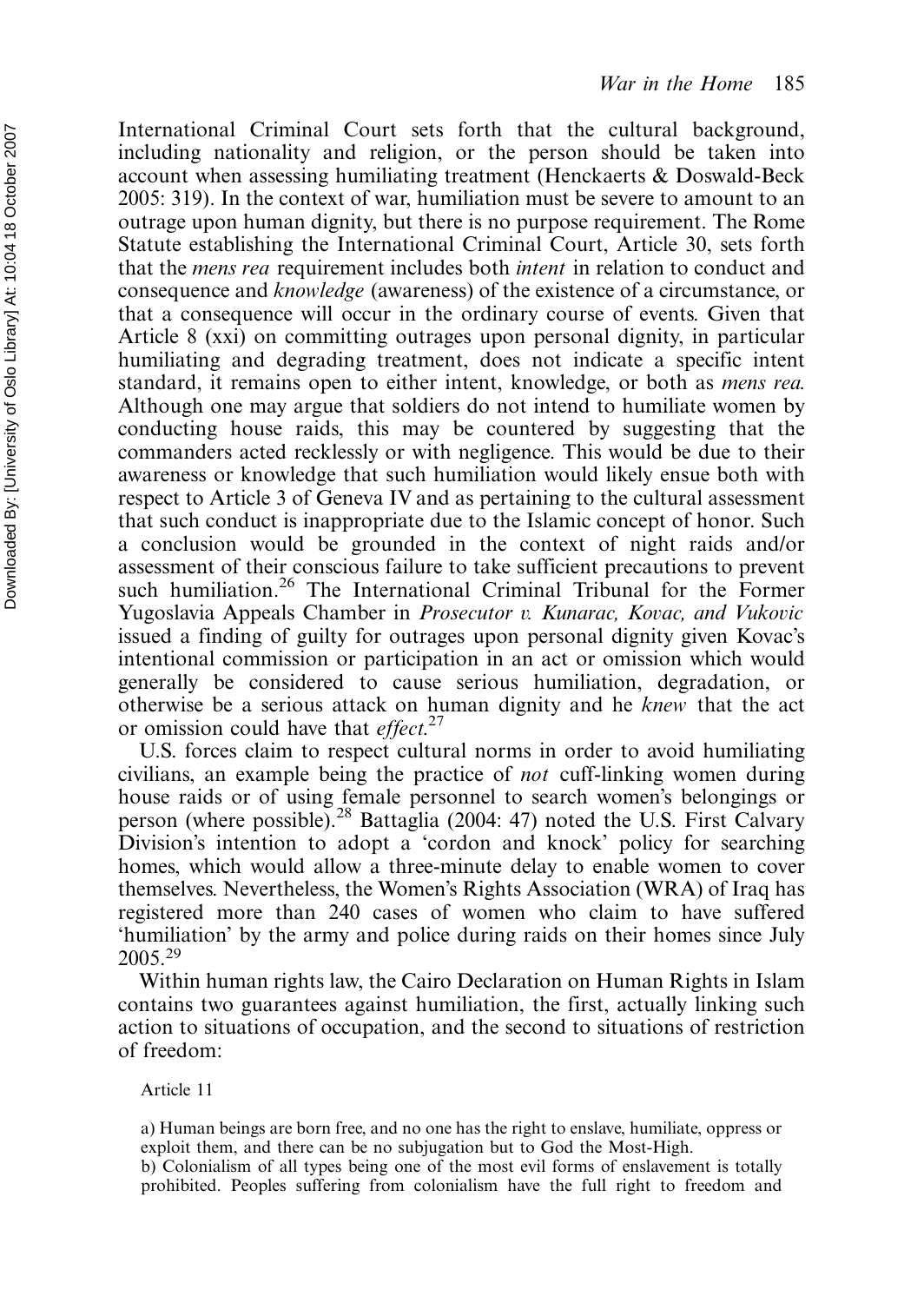International Criminal Court sets forth that the cultural background, including nationality and religion, or the person should be taken into account when assessing humiliating treatment (Henckaerts & Doswald-Beck 2005: 319). In the context of war, humiliation must be severe to amount to an outrage upon human dignity, but there is no purpose requirement. The Rome Statute establishing the International Criminal Court, Article 30, sets forth that the *mens rea* requirement includes both *intent* in relation to conduct and consequence and *knowledge* (awareness) of the existence of a circumstance, or that a consequence will occur in the ordinary course of events. Given that Article 8 (xxi) on committing outrages upon personal dignity, in particular humiliating and degrading treatment, does not indicate a specific intent standard, it remains open to either intent, knowledge, or both as *mens rea*. Although one may argue that soldiers do not intend to humiliate women by conducting house raids, this may be countered by suggesting that the commanders acted recklessly or with negligence. This would be due to their awareness or knowledge that such humiliation would likely ensue both with respect to Article 3 of Geneva IV and as pertaining to the cultural assessment that such conduct is inappropriate due to the Islamic concept of honor. Such a conclusion would be grounded in the context of night raids and/or assessment of their conscious failure to take sufficient precautions to prevent such humiliation.[26] The International Criminal Tribunal for the Former Yugoslavia Appeals Chamber in *Prosecutor v. Kunarac, Kovac, and Vukovic* issued a finding of guilty for outrages upon personal dignity given Kovac's intentional commission or participation in an act or omission which would generally be considered to cause serious humiliation, degradation, or otherwise be a serious attack on human dignity and he *knew* that the act or omission could have that *effect*.[27]

U.S. forces claim to respect cultural norms in order to avoid humiliating civilians, an example being the practice of *not* cuff-linking women during house raids or of using female personnel to search women's belongings or person (where possible).[28] Battaglia (2004: 47) noted the U.S. First Calvary Division's intention to adopt a 'cordon and knock' policy for searching homes, which would allow a three-minute delay to enable women to cover themselves. Nevertheless, the Women's Rights Association (WRA) of Iraq has registered more than 240 cases of women who claim to have suffered 'humiliation' by the army and police during raids on their homes since July 2005.[29]

Within human rights law, the Cairo Declaration on Human Rights in Islam contains two guarantees against humiliation, the first, actually linking such action to situations of occupation, and the second to situations of restriction of freedom:

> Article 11
>
> a) Human beings are born free, and no one has the right to enslave, humiliate, oppress or exploit them, and there can be no subjugation but to God the Most-High.
>
> b) Colonialism of all types being one of the most evil forms of enslavement is totally prohibited. Peoples suffering from colonialism have the full right to freedom and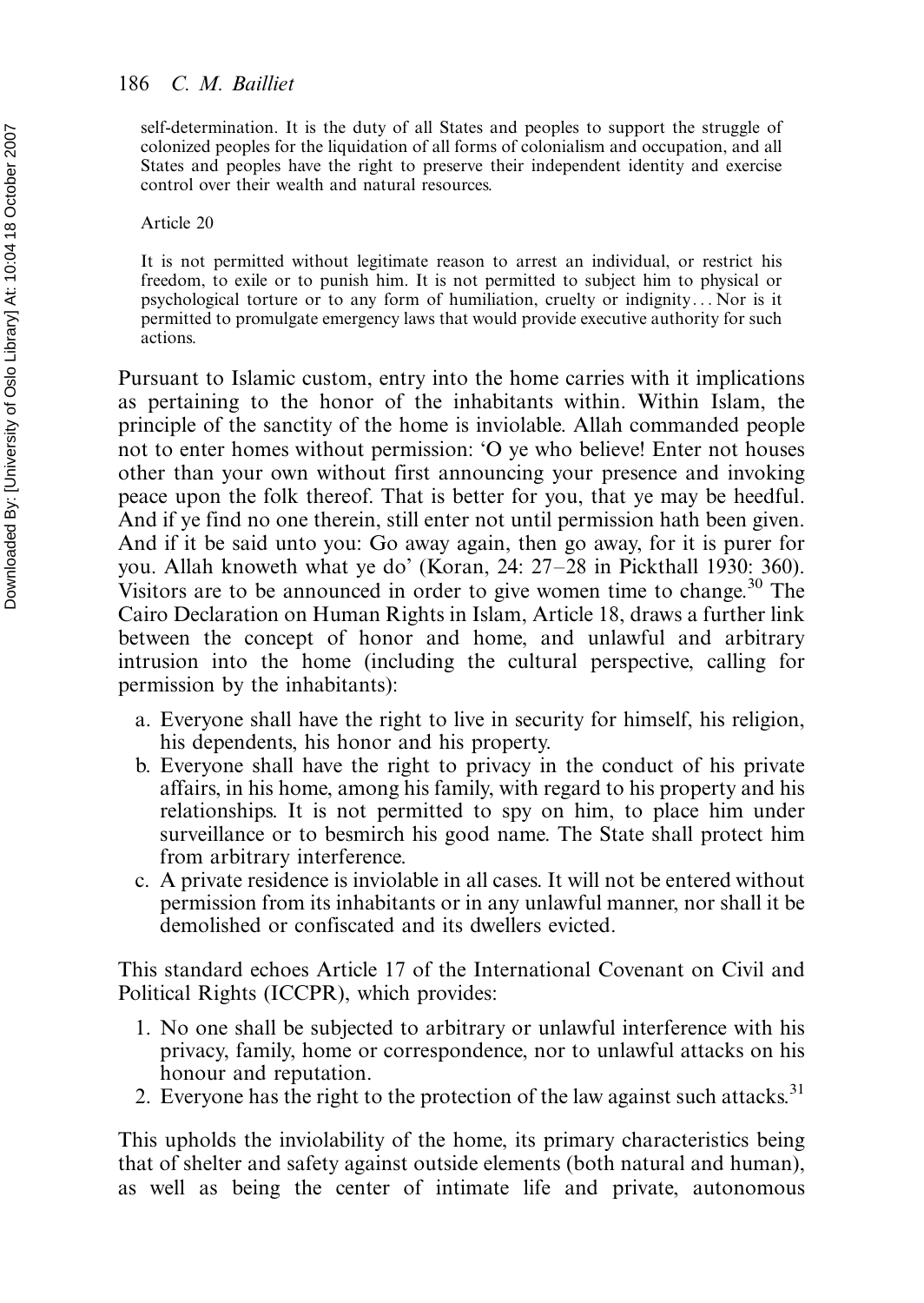self-determination. It is the duty of all States and peoples to support the struggle of colonized peoples for the liquidation of all forms of colonialism and occupation, and all States and peoples have the right to preserve their independent identity and exercise control over their wealth and natural resources.

> Article 20
>
> It is not permitted without legitimate reason to arrest an individual, or restrict his freedom, to exile or to punish him. It is not permitted to subject him to physical or psychological torture or to any form of humiliation, cruelty or indignity... Nor is it permitted to promulgate emergency laws that would provide executive authority for such actions.

Pursuant to Islamic custom, entry into the home carries with it implications as pertaining to the honor of the inhabitants within. Within Islam, the principle of the sanctity of the home is inviolable. Allah commanded people not to enter homes without permission: 'O ye who believe! Enter not houses other than your own without first announcing your presence and invoking peace upon the folk thereof. That is better for you, that ye may be heedful. And if ye find no one therein, still enter not until permission hath been given. And if it be said unto you: Go away again, then go away, for it is purer for you. Allah knoweth what ye do' (Koran, 24: 27–28 in Pickthall 1930: 360). Visitors are to be announced in order to give women time to change.[30] The Cairo Declaration on Human Rights in Islam, Article 18, draws a further link between the concept of honor and home, and unlawful and arbitrary intrusion into the home (including the cultural perspective, calling for permission by the inhabitants):

a. Everyone shall have the right to live in security for himself, his religion, his dependents, his honor and his property.
b. Everyone shall have the right to privacy in the conduct of his private affairs, in his home, among his family, with regard to his property and his relationships. It is not permitted to spy on him, to place him under surveillance or to besmirch his good name. The State shall protect him from arbitrary interference.
c. A private residence is inviolable in all cases. It will not be entered without permission from its inhabitants or in any unlawful manner, nor shall it be demolished or confiscated and its dwellers evicted.

This standard echoes Article 17 of the International Covenant on Civil and Political Rights (ICCPR), which provides:

1. No one shall be subjected to arbitrary or unlawful interference with his privacy, family, home or correspondence, nor to unlawful attacks on his honour and reputation.
2. Everyone has the right to the protection of the law against such attacks.[31]

This upholds the inviolability of the home, its primary characteristics being that of shelter and safety against outside elements (both natural and human), as well as being the center of intimate life and private, autonomous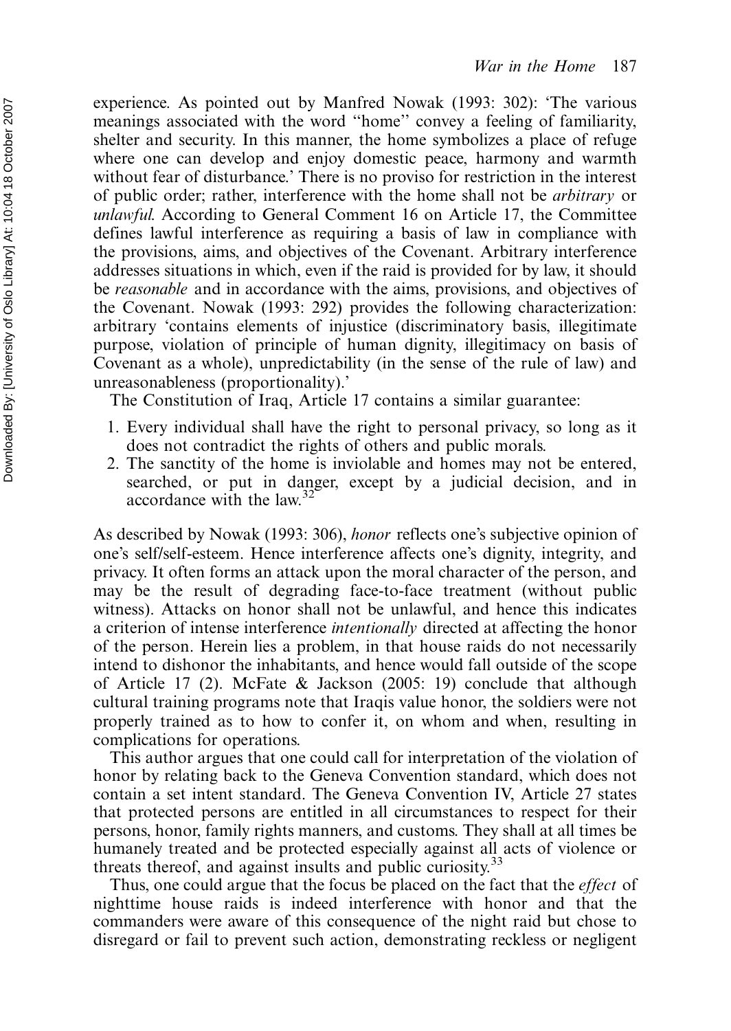experience. As pointed out by Manfred Nowak (1993: 302): 'The various meanings associated with the word "home" convey a feeling of familiarity, shelter and security. In this manner, the home symbolizes a place of refuge where one can develop and enjoy domestic peace, harmony and warmth without fear of disturbance.' There is no proviso for restriction in the interest of public order; rather, interference with the home shall not be *arbitrary* or *unlawful*. According to General Comment 16 on Article 17, the Committee defines lawful interference as requiring a basis of law in compliance with the provisions, aims, and objectives of the Covenant. Arbitrary interference addresses situations in which, even if the raid is provided for by law, it should be *reasonable* and in accordance with the aims, provisions, and objectives of the Covenant. Nowak (1993: 292) provides the following characterization: arbitrary 'contains elements of injustice (discriminatory basis, illegitimate purpose, violation of principle of human dignity, illegitimacy on basis of Covenant as a whole), unpredictability (in the sense of the rule of law) and unreasonableness (proportionality).'

The Constitution of Iraq, Article 17 contains a similar guarantee:

1. Every individual shall have the right to personal privacy, so long as it does not contradict the rights of others and public morals.
2. The sanctity of the home is inviolable and homes may not be entered, searched, or put in danger, except by a judicial decision, and in accordance with the law.[32]

As described by Nowak (1993: 306), *honor* reflects one's subjective opinion of one's self/self-esteem. Hence interference affects one's dignity, integrity, and privacy. It often forms an attack upon the moral character of the person, and may be the result of degrading face-to-face treatment (without public witness). Attacks on honor shall not be unlawful, and hence this indicates a criterion of intense interference *intentionally* directed at affecting the honor of the person. Herein lies a problem, in that house raids do not necessarily intend to dishonor the inhabitants, and hence would fall outside of the scope of Article 17 (2). McFate & Jackson (2005: 19) conclude that although cultural training programs note that Iraqis value honor, the soldiers were not properly trained as to how to confer it, on whom and when, resulting in complications for operations.

This author argues that one could call for interpretation of the violation of honor by relating back to the Geneva Convention standard, which does not contain a set intent standard. The Geneva Convention IV, Article 27 states that protected persons are entitled in all circumstances to respect for their persons, honor, family rights manners, and customs. They shall at all times be humanely treated and be protected especially against all acts of violence or threats thereof, and against insults and public curiosity.[33]

Thus, one could argue that the focus be placed on the fact that the *effect* of nighttime house raids is indeed interference with honor and that the commanders were aware of this consequence of the night raid but chose to disregard or fail to prevent such action, demonstrating reckless or negligent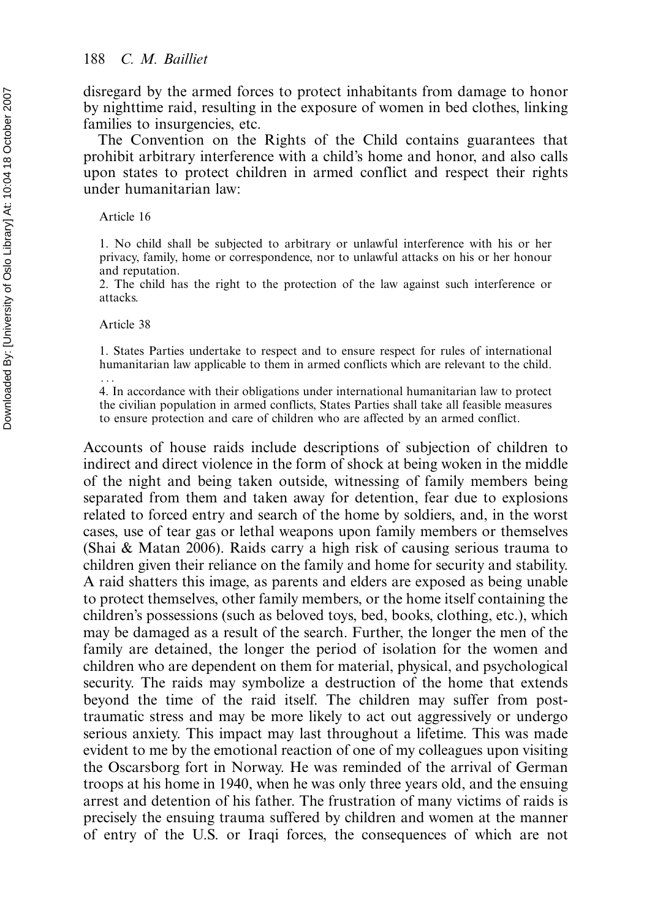disregard by the armed forces to protect inhabitants from damage to honor by nighttime raid, resulting in the exposure of women in bed clothes, linking families to insurgencies, etc.

The Convention on the Rights of the Child contains guarantees that prohibit arbitrary interference with a child's home and honor, and also calls upon states to protect children in armed conflict and respect their rights under humanitarian law:

> Article 16
>
> 1. No child shall be subjected to arbitrary or unlawful interference with his or her privacy, family, home or correspondence, nor to unlawful attacks on his or her honour and reputation.
> 2. The child has the right to the protection of the law against such interference or attacks.
>
> Article 38
>
> 1. States Parties undertake to respect and to ensure respect for rules of international humanitarian law applicable to them in armed conflicts which are relevant to the child.
>
> ...
>
> 4. In accordance with their obligations under international humanitarian law to protect the civilian population in armed conflicts, States Parties shall take all feasible measures to ensure protection and care of children who are affected by an armed conflict.

Accounts of house raids include descriptions of subjection of children to indirect and direct violence in the form of shock at being woken in the middle of the night and being taken outside, witnessing of family members being separated from them and taken away for detention, fear due to explosions related to forced entry and search of the home by soldiers, and, in the worst cases, use of tear gas or lethal weapons upon family members or themselves (Shai & Matan 2006). Raids carry a high risk of causing serious trauma to children given their reliance on the family and home for security and stability. A raid shatters this image, as parents and elders are exposed as being unable to protect themselves, other family members, or the home itself containing the children's possessions (such as beloved toys, bed, books, clothing, etc.), which may be damaged as a result of the search. Further, the longer the men of the family are detained, the longer the period of isolation for the women and children who are dependent on them for material, physical, and psychological security. The raids may symbolize a destruction of the home that extends beyond the time of the raid itself. The children may suffer from post-traumatic stress and may be more likely to act out aggressively or undergo serious anxiety. This impact may last throughout a lifetime. This was made evident to me by the emotional reaction of one of my colleagues upon visiting the Oscarsborg fort in Norway. He was reminded of the arrival of German troops at his home in 1940, when he was only three years old, and the ensuing arrest and detention of his father. The frustration of many victims of raids is precisely the ensuing trauma suffered by children and women at the manner of entry of the U.S. or Iraqi forces, the consequences of which are not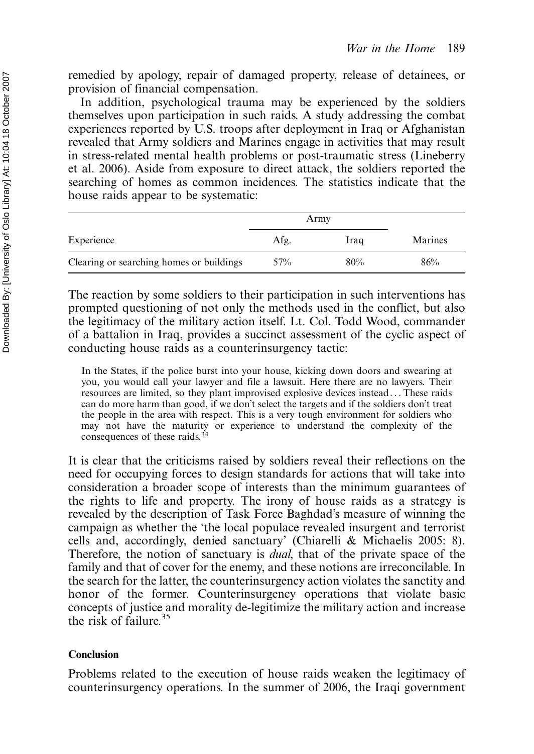remedied by apology, repair of damaged property, release of detainees, or provision of financial compensation.

In addition, psychological trauma may be experienced by the soldiers themselves upon participation in such raids. A study addressing the combat experiences reported by U.S. troops after deployment in Iraq or Afghanistan revealed that Army soldiers and Marines engage in activities that may result in stress-related mental health problems or post-traumatic stress (Lineberry et al. 2006). Aside from exposure to direct attack, the soldiers reported the searching of homes as common incidences. The statistics indicate that the house raids appear to be systematic:

| | Army | | |
|---|---|---|---|
| Experience | Afg. | Iraq | Marines |
| Clearing or searching homes or buildings | 57% | 80% | 86% |

The reaction by some soldiers to their participation in such interventions has prompted questioning of not only the methods used in the conflict, but also the legitimacy of the military action itself. Lt. Col. Todd Wood, commander of a battalion in Iraq, provides a succinct assessment of the cyclic aspect of conducting house raids as a counterinsurgency tactic:

> In the States, if the police burst into your house, kicking down doors and swearing at you, you would call your lawyer and file a lawsuit. Here there are no lawyers. Their resources are limited, so they plant improvised explosive devices instead . . . These raids can do more harm than good, if we don't select the targets and if the soldiers don't treat the people in the area with respect. This is a very tough environment for soldiers who may not have the maturity or experience to understand the complexity of the consequences of these raids.[34]

It is clear that the criticisms raised by soldiers reveal their reflections on the need for occupying forces to design standards for actions that will take into consideration a broader scope of interests than the minimum guarantees of the rights to life and property. The irony of house raids as a strategy is revealed by the description of Task Force Baghdad's measure of winning the campaign as whether the 'the local populace revealed insurgent and terrorist cells and, accordingly, denied sanctuary' (Chiarelli & Michaelis 2005: 8). Therefore, the notion of sanctuary is *dual*, that of the private space of the family and that of cover for the enemy, and these notions are irreconcilable. In the search for the latter, the counterinsurgency action violates the sanctity and honor of the former. Counterinsurgency operations that violate basic concepts of justice and morality de-legitimize the military action and increase the risk of failure.[35]

## Conclusion

Problems related to the execution of house raids weaken the legitimacy of counterinsurgency operations. In the summer of 2006, the Iraqi government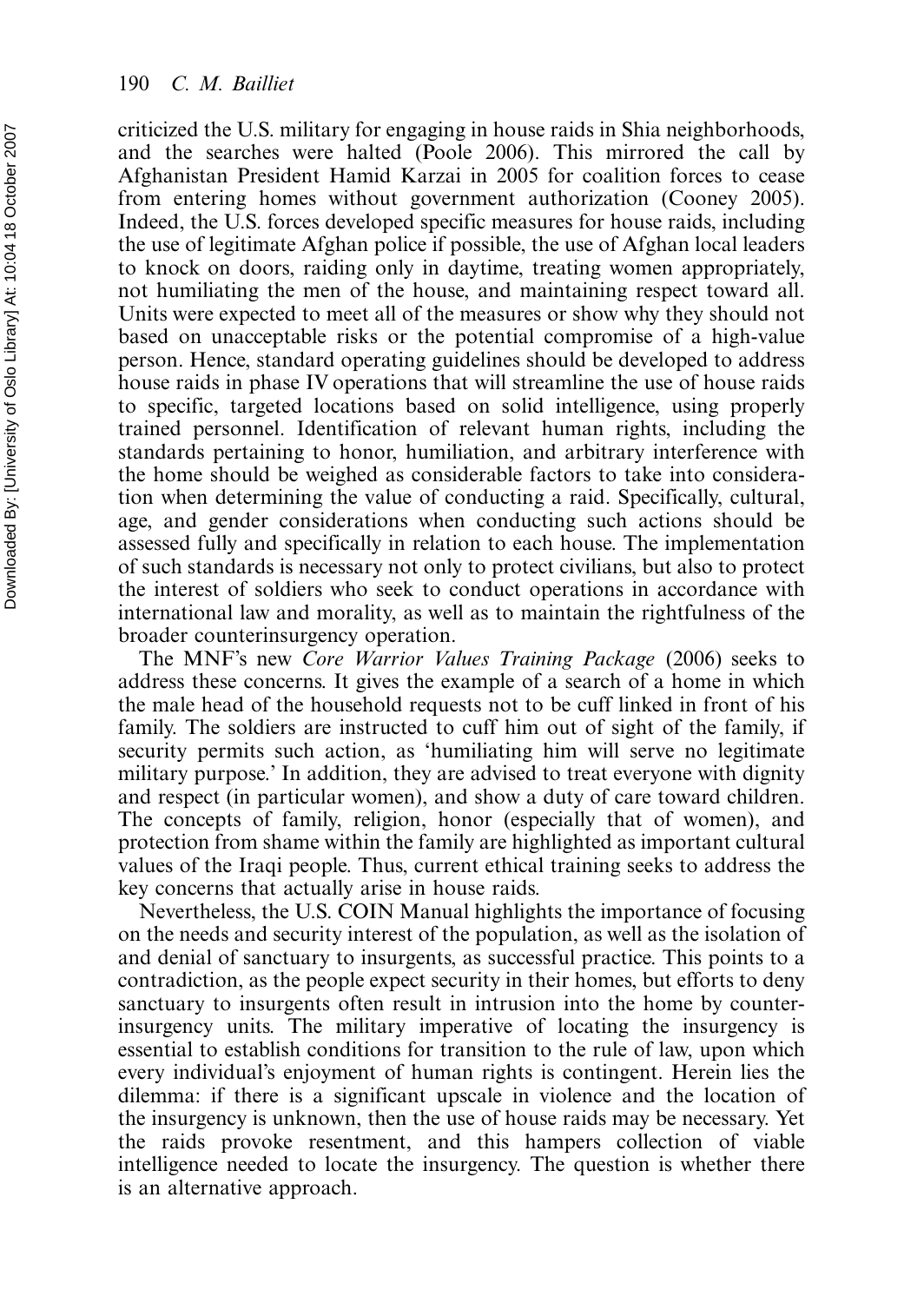criticized the U.S. military for engaging in house raids in Shia neighborhoods, and the searches were halted (Poole 2006). This mirrored the call by Afghanistan President Hamid Karzai in 2005 for coalition forces to cease from entering homes without government authorization (Cooney 2005). Indeed, the U.S. forces developed specific measures for house raids, including the use of legitimate Afghan police if possible, the use of Afghan local leaders to knock on doors, raiding only in daytime, treating women appropriately, not humiliating the men of the house, and maintaining respect toward all. Units were expected to meet all of the measures or show why they should not based on unacceptable risks or the potential compromise of a high-value person. Hence, standard operating guidelines should be developed to address house raids in phase IV operations that will streamline the use of house raids to specific, targeted locations based on solid intelligence, using properly trained personnel. Identification of relevant human rights, including the standards pertaining to honor, humiliation, and arbitrary interference with the home should be weighed as considerable factors to take into consideration when determining the value of conducting a raid. Specifically, cultural, age, and gender considerations when conducting such actions should be assessed fully and specifically in relation to each house. The implementation of such standards is necessary not only to protect civilians, but also to protect the interest of soldiers who seek to conduct operations in accordance with international law and morality, as well as to maintain the rightfulness of the broader counterinsurgency operation.

The MNF's new *Core Warrior Values Training Package* (2006) seeks to address these concerns. It gives the example of a search of a home in which the male head of the household requests not to be cuff linked in front of his family. The soldiers are instructed to cuff him out of sight of the family, if security permits such action, as 'humiliating him will serve no legitimate military purpose.' In addition, they are advised to treat everyone with dignity and respect (in particular women), and show a duty of care toward children. The concepts of family, religion, honor (especially that of women), and protection from shame within the family are highlighted as important cultural values of the Iraqi people. Thus, current ethical training seeks to address the key concerns that actually arise in house raids.

Nevertheless, the U.S. COIN Manual highlights the importance of focusing on the needs and security interest of the population, as well as the isolation of and denial of sanctuary to insurgents, as successful practice. This points to a contradiction, as the people expect security in their homes, but efforts to deny sanctuary to insurgents often result in intrusion into the home by counterinsurgency units. The military imperative of locating the insurgency is essential to establish conditions for transition to the rule of law, upon which every individual's enjoyment of human rights is contingent. Herein lies the dilemma: if there is a significant upscale in violence and the location of the insurgency is unknown, then the use of house raids may be necessary. Yet the raids provoke resentment, and this hampers collection of viable intelligence needed to locate the insurgency. The question is whether there is an alternative approach.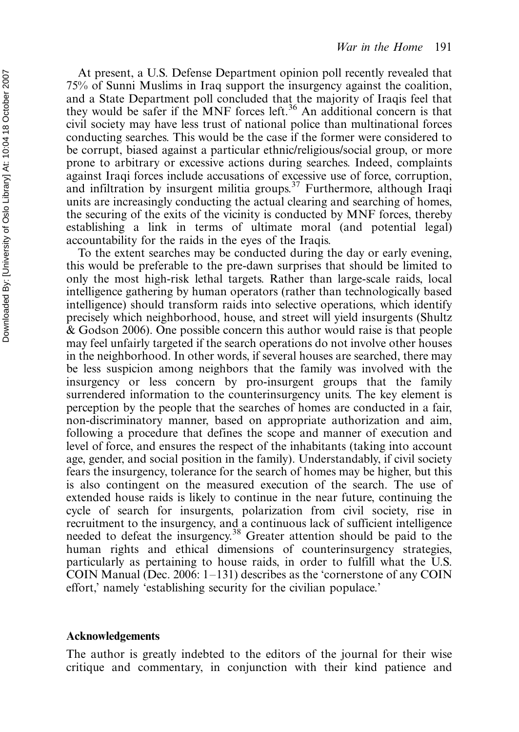At present, a U.S. Defense Department opinion poll recently revealed that 75% of Sunni Muslims in Iraq support the insurgency against the coalition, and a State Department poll concluded that the majority of Iraqis feel that they would be safer if the MNF forces left.[36] An additional concern is that civil society may have less trust of national police than multinational forces conducting searches. This would be the case if the former were considered to be corrupt, biased against a particular ethnic/religious/social group, or more prone to arbitrary or excessive actions during searches. Indeed, complaints against Iraqi forces include accusations of excessive use of force, corruption, and infiltration by insurgent militia groups.[37] Furthermore, although Iraqi units are increasingly conducting the actual clearing and searching of homes, the securing of the exits of the vicinity is conducted by MNF forces, thereby establishing a link in terms of ultimate moral (and potential legal) accountability for the raids in the eyes of the Iraqis.

To the extent searches may be conducted during the day or early evening, this would be preferable to the pre-dawn surprises that should be limited to only the most high-risk lethal targets. Rather than large-scale raids, local intelligence gathering by human operators (rather than technologically based intelligence) should transform raids into selective operations, which identify precisely which neighborhood, house, and street will yield insurgents (Shultz & Godson 2006). One possible concern this author would raise is that people may feel unfairly targeted if the search operations do not involve other houses in the neighborhood. In other words, if several houses are searched, there may be less suspicion among neighbors that the family was involved with the insurgency or less concern by pro-insurgent groups that the family surrendered information to the counterinsurgency units. The key element is perception by the people that the searches of homes are conducted in a fair, non-discriminatory manner, based on appropriate authorization and aim, following a procedure that defines the scope and manner of execution and level of force, and ensures the respect of the inhabitants (taking into account age, gender, and social position in the family). Understandably, if civil society fears the insurgency, tolerance for the search of homes may be higher, but this is also contingent on the measured execution of the search. The use of extended house raids is likely to continue in the near future, continuing the cycle of search for insurgents, polarization from civil society, rise in recruitment to the insurgency, and a continuous lack of sufficient intelligence needed to defeat the insurgency.[38] Greater attention should be paid to the human rights and ethical dimensions of counterinsurgency strategies, particularly as pertaining to house raids, in order to fulfill what the U.S. COIN Manual (Dec. 2006: 1–131) describes as the 'cornerstone of any COIN effort,' namely 'establishing security for the civilian populace.'

### Acknowledgements

The author is greatly indebted to the editors of the journal for their wise critique and commentary, in conjunction with their kind patience and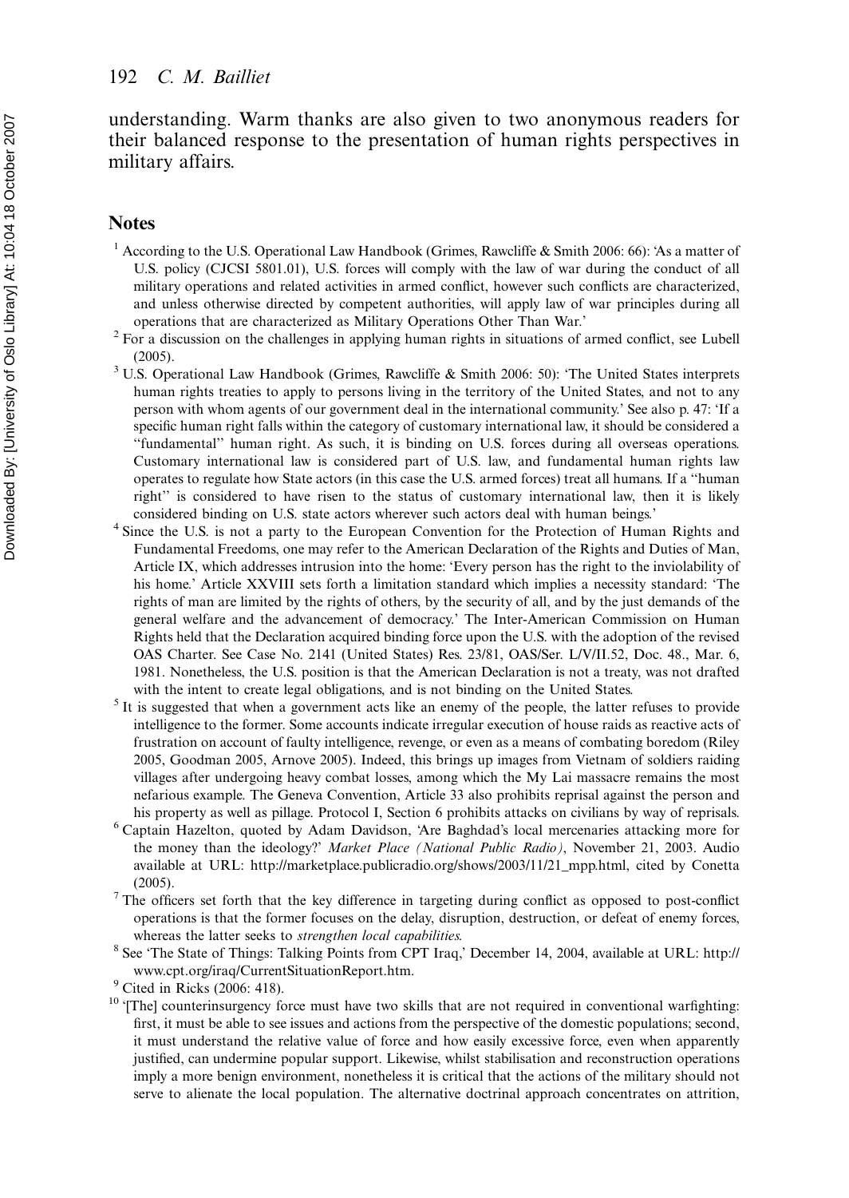understanding. Warm thanks are also given to two anonymous readers for their balanced response to the presentation of human rights perspectives in military affairs.

## Notes

[1] According to the U.S. Operational Law Handbook (Grimes, Rawcliffe & Smith 2006: 66): 'As a matter of U.S. policy (CJCSI 5801.01), U.S. forces will comply with the law of war during the conduct of all military operations and related activities in armed conflict, however such conflicts are characterized, and unless otherwise directed by competent authorities, will apply law of war principles during all operations that are characterized as Military Operations Other Than War.'

[2] For a discussion on the challenges in applying human rights in situations of armed conflict, see Lubell (2005).

[3] U.S. Operational Law Handbook (Grimes, Rawcliffe & Smith 2006: 50): 'The United States interprets human rights treaties to apply to persons living in the territory of the United States, and not to any person with whom agents of our government deal in the international community.' See also p. 47: 'If a specific human right falls within the category of customary international law, it should be considered a "fundamental" human right. As such, it is binding on U.S. forces during all overseas operations. Customary international law is considered part of U.S. law, and fundamental human rights law operates to regulate how State actors (in this case the U.S. armed forces) treat all humans. If a "human right" is considered to have risen to the status of customary international law, then it is likely considered binding on U.S. state actors wherever such actors deal with human beings.'

[4] Since the U.S. is not a party to the European Convention for the Protection of Human Rights and Fundamental Freedoms, one may refer to the American Declaration of the Rights and Duties of Man, Article IX, which addresses intrusion into the home: 'Every person has the right to the inviolability of his home.' Article XXVIII sets forth a limitation standard which implies a necessity standard: 'The rights of man are limited by the rights of others, by the security of all, and by the just demands of the general welfare and the advancement of democracy.' The Inter-American Commission on Human Rights held that the Declaration acquired binding force upon the U.S. with the adoption of the revised OAS Charter. See Case No. 2141 (United States) Res. 23/81, OAS/Ser. L/V/II.52, Doc. 48., Mar. 6, 1981. Nonetheless, the U.S. position is that the American Declaration is not a treaty, was not drafted with the intent to create legal obligations, and is not binding on the United States.

[5] It is suggested that when a government acts like an enemy of the people, the latter refuses to provide intelligence to the former. Some accounts indicate irregular execution of house raids as reactive acts of frustration on account of faulty intelligence, revenge, or even as a means of combating boredom (Riley 2005, Goodman 2005, Arnove 2005). Indeed, this brings up images from Vietnam of soldiers raiding villages after undergoing heavy combat losses, among which the My Lai massacre remains the most nefarious example. The Geneva Convention, Article 33 also prohibits reprisal against the person and his property as well as pillage. Protocol I, Section 6 prohibits attacks on civilians by way of reprisals.

[6] Captain Hazelton, quoted by Adam Davidson, 'Are Baghdad's local mercenaries attacking more for the money than the ideology?' *Market Place (National Public Radio)*, November 21, 2003. Audio available at URL: http://marketplace.publicradio.org/shows/2003/11/21_mpp.html, cited by Conetta (2005).

[7] The officers set forth that the key difference in targeting during conflict as opposed to post-conflict operations is that the former focuses on the delay, disruption, destruction, or defeat of enemy forces, whereas the latter seeks to *strengthen local capabilities*.

[8] See 'The State of Things: Talking Points from CPT Iraq,' December 14, 2004, available at URL: http://www.cpt.org/iraq/CurrentSituationReport.htm.

[9] Cited in Ricks (2006: 418).

[10] '[The] counterinsurgency force must have two skills that are not required in conventional warfighting: first, it must be able to see issues and actions from the perspective of the domestic populations; second, it must understand the relative value of force and how easily excessive force, even when apparently justified, can undermine popular support. Likewise, whilst stabilisation and reconstruction operations imply a more benign environment, nonetheless it is critical that the actions of the military should not serve to alienate the local population. The alternative doctrinal approach concentrates on attrition,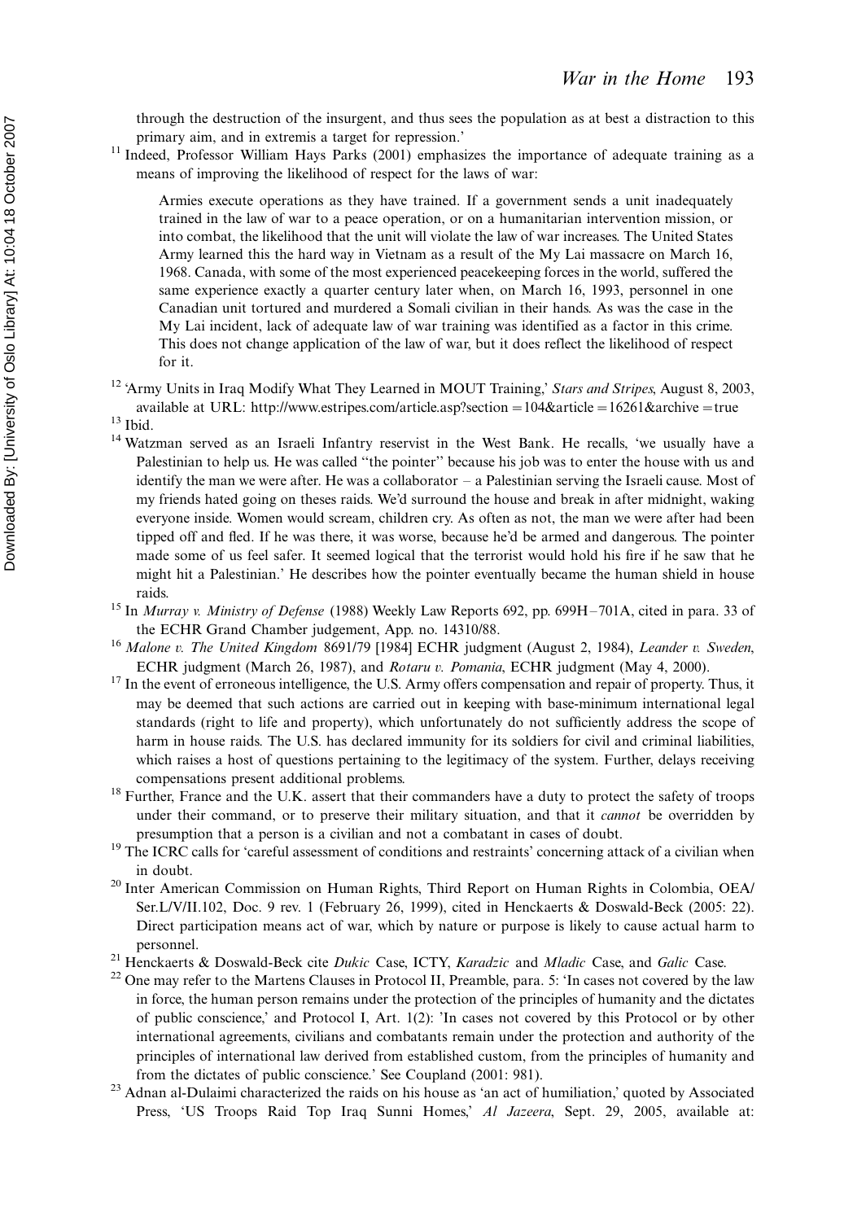through the destruction of the insurgent, and thus sees the population as at best a distraction to this primary aim, and in extremis a target for repression.'

[11] Indeed, Professor William Hays Parks (2001) emphasizes the importance of adequate training as a means of improving the likelihood of respect for the laws of war:

> Armies execute operations as they have trained. If a government sends a unit inadequately trained in the law of war to a peace operation, or on a humanitarian intervention mission, or into combat, the likelihood that the unit will violate the law of war increases. The United States Army learned this the hard way in Vietnam as a result of the My Lai massacre on March 16, 1968. Canada, with some of the most experienced peacekeeping forces in the world, suffered the same experience exactly a quarter century later when, on March 16, 1993, personnel in one Canadian unit tortured and murdered a Somali civilian in their hands. As was the case in the My Lai incident, lack of adequate law of war training was identified as a factor in this crime. This does not change application of the law of war, but it does reflect the likelihood of respect for it.

[12] 'Army Units in Iraq Modify What They Learned in MOUT Training,' *Stars and Stripes*, August 8, 2003, available at URL: http://www.estripes.com/article.asp?section =104&article =16261&archive =true

[13] Ibid.

[14] Watzman served as an Israeli Infantry reservist in the West Bank. He recalls, 'we usually have a Palestinian to help us. He was called "the pointer" because his job was to enter the house with us and identify the man we were after. He was a collaborator – a Palestinian serving the Israeli cause. Most of my friends hated going on theses raids. We'd surround the house and break in after midnight, waking everyone inside. Women would scream, children cry. As often as not, the man we were after had been tipped off and fled. If he was there, it was worse, because he'd be armed and dangerous. The pointer made some of us feel safer. It seemed logical that the terrorist would hold his fire if he saw that he might hit a Palestinian.' He describes how the pointer eventually became the human shield in house raids.

[15] In *Murray v. Ministry of Defense* (1988) Weekly Law Reports 692, pp. 699H–701A, cited in para. 33 of the ECHR Grand Chamber judgement, App. no. 14310/88.

[16] *Malone v. The United Kingdom* 8691/79 [1984] ECHR judgment (August 2, 1984), *Leander v. Sweden*, ECHR judgment (March 26, 1987), and *Rotaru v. Pomania*, ECHR judgment (May 4, 2000).

[17] In the event of erroneous intelligence, the U.S. Army offers compensation and repair of property. Thus, it may be deemed that such actions are carried out in keeping with base-minimum international legal standards (right to life and property), which unfortunately do not sufficiently address the scope of harm in house raids. The U.S. has declared immunity for its soldiers for civil and criminal liabilities, which raises a host of questions pertaining to the legitimacy of the system. Further, delays receiving compensations present additional problems.

[18] Further, France and the U.K. assert that their commanders have a duty to protect the safety of troops under their command, or to preserve their military situation, and that it *cannot* be overridden by presumption that a person is a civilian and not a combatant in cases of doubt.

[19] The ICRC calls for 'careful assessment of conditions and restraints' concerning attack of a civilian when in doubt.

[20] Inter American Commission on Human Rights, Third Report on Human Rights in Colombia, OEA/Ser.L/V/II.102, Doc. 9 rev. 1 (February 26, 1999), cited in Henckaerts & Doswald-Beck (2005: 22). Direct participation means act of war, which by nature or purpose is likely to cause actual harm to personnel.

[21] Henckaerts & Doswald-Beck cite *Dukic* Case, ICTY, *Karadzic* and *Mladic* Case, and *Galic* Case.

[22] One may refer to the Martens Clauses in Protocol II, Preamble, para. 5: 'In cases not covered by the law in force, the human person remains under the protection of the principles of humanity and the dictates of public conscience,' and Protocol I, Art. 1(2): 'In cases not covered by this Protocol or by other international agreements, civilians and combatants remain under the protection and authority of the principles of international law derived from established custom, from the principles of humanity and from the dictates of public conscience.' See Coupland (2001: 981).

[23] Adnan al-Dulaimi characterized the raids on his house as 'an act of humiliation,' quoted by Associated Press, 'US Troops Raid Top Iraq Sunni Homes,' *Al Jazeera*, Sept. 29, 2005, available at: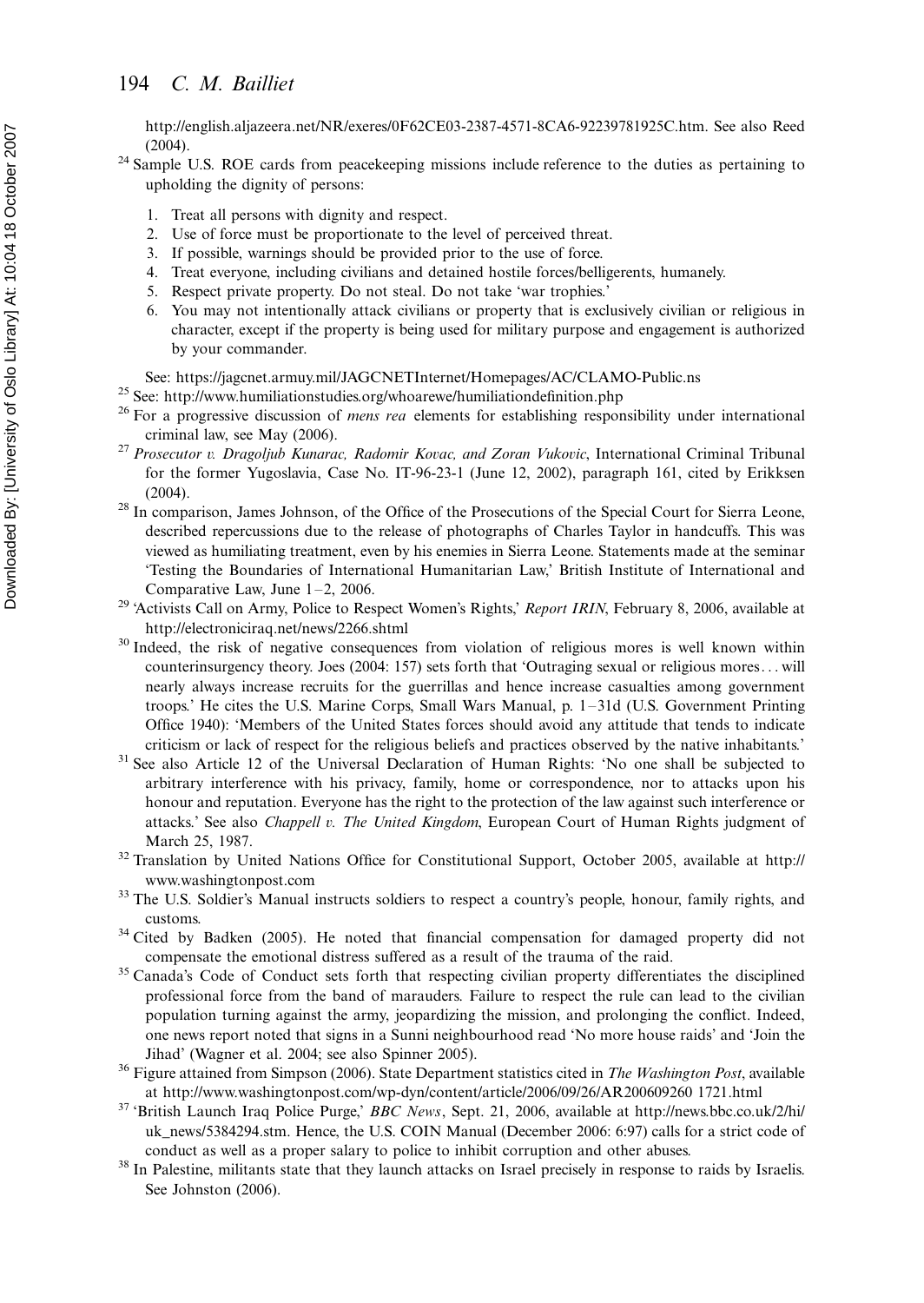http://english.aljazeera.net/NR/exeres/0F62CE03-2387-4571-8CA6-92239781925C.htm. See also Reed (2004).

[24] Sample U.S. ROE cards from peacekeeping missions include reference to the duties as pertaining to upholding the dignity of persons:

1. Treat all persons with dignity and respect.
2. Use of force must be proportionate to the level of perceived threat.
3. If possible, warnings should be provided prior to the use of force.
4. Treat everyone, including civilians and detained hostile forces/belligerents, humanely.
5. Respect private property. Do not steal. Do not take 'war trophies.'
6. You may not intentionally attack civilians or property that is exclusively civilian or religious in character, except if the property is being used for military purpose and engagement is authorized by your commander.

See: https://jagcnet.armuy.mil/JAGCNETInternet/Homepages/AC/CLAMO-Public.ns

[25] See: http://www.humiliationstudies.org/whoarewe/humiliationdefinition.php

[26] For a progressive discussion of *mens rea* elements for establishing responsibility under international criminal law, see May (2006).

[27] *Prosecutor v. Dragoljub Kunarac, Radomir Kovac, and Zoran Vukovic*, International Criminal Tribunal for the former Yugoslavia, Case No. IT-96-23-1 (June 12, 2002), paragraph 161, cited by Erikksen (2004).

[28] In comparison, James Johnson, of the Office of the Prosecutions of the Special Court for Sierra Leone, described repercussions due to the release of photographs of Charles Taylor in handcuffs. This was viewed as humiliating treatment, even by his enemies in Sierra Leone. Statements made at the seminar 'Testing the Boundaries of International Humanitarian Law,' British Institute of International and Comparative Law, June 1–2, 2006.

[29] 'Activists Call on Army, Police to Respect Women's Rights,' *Report IRIN*, February 8, 2006, available at http://electroniciraq.net/news/2266.shtml

[30] Indeed, the risk of negative consequences from violation of religious mores is well known within counterinsurgency theory. Joes (2004: 157) sets forth that 'Outraging sexual or religious mores... will nearly always increase recruits for the guerrillas and hence increase casualties among government troops.' He cites the U.S. Marine Corps, Small Wars Manual, p. 1–31d (U.S. Government Printing Office 1940): 'Members of the United States forces should avoid any attitude that tends to indicate criticism or lack of respect for the religious beliefs and practices observed by the native inhabitants.'

[31] See also Article 12 of the Universal Declaration of Human Rights: 'No one shall be subjected to arbitrary interference with his privacy, family, home or correspondence, nor to attacks upon his honour and reputation. Everyone has the right to the protection of the law against such interference or attacks.' See also *Chappell v. The United Kingdom*, European Court of Human Rights judgment of March 25, 1987.

[32] Translation by United Nations Office for Constitutional Support, October 2005, available at http://www.washingtonpost.com

[33] The U.S. Soldier's Manual instructs soldiers to respect a country's people, honour, family rights, and customs.

[34] Cited by Badken (2005). He noted that financial compensation for damaged property did not compensate the emotional distress suffered as a result of the trauma of the raid.

[35] Canada's Code of Conduct sets forth that respecting civilian property differentiates the disciplined professional force from the band of marauders. Failure to respect the rule can lead to the civilian population turning against the army, jeopardizing the mission, and prolonging the conflict. Indeed, one news report noted that signs in a Sunni neighbourhood read 'No more house raids' and 'Join the Jihad' (Wagner et al. 2004; see also Spinner 2005).

[36] Figure attained from Simpson (2006). State Department statistics cited in *The Washington Post*, available at http://www.washingtonpost.com/wp-dyn/content/article/2006/09/26/AR200609260 1721.html

[37] 'British Launch Iraq Police Purge,' *BBC News*, Sept. 21, 2006, available at http://news.bbc.co.uk/2/hi/uk_news/5384294.stm. Hence, the U.S. COIN Manual (December 2006: 6:97) calls for a strict code of conduct as well as a proper salary to police to inhibit corruption and other abuses.

[38] In Palestine, militants state that they launch attacks on Israel precisely in response to raids by Israelis. See Johnston (2006).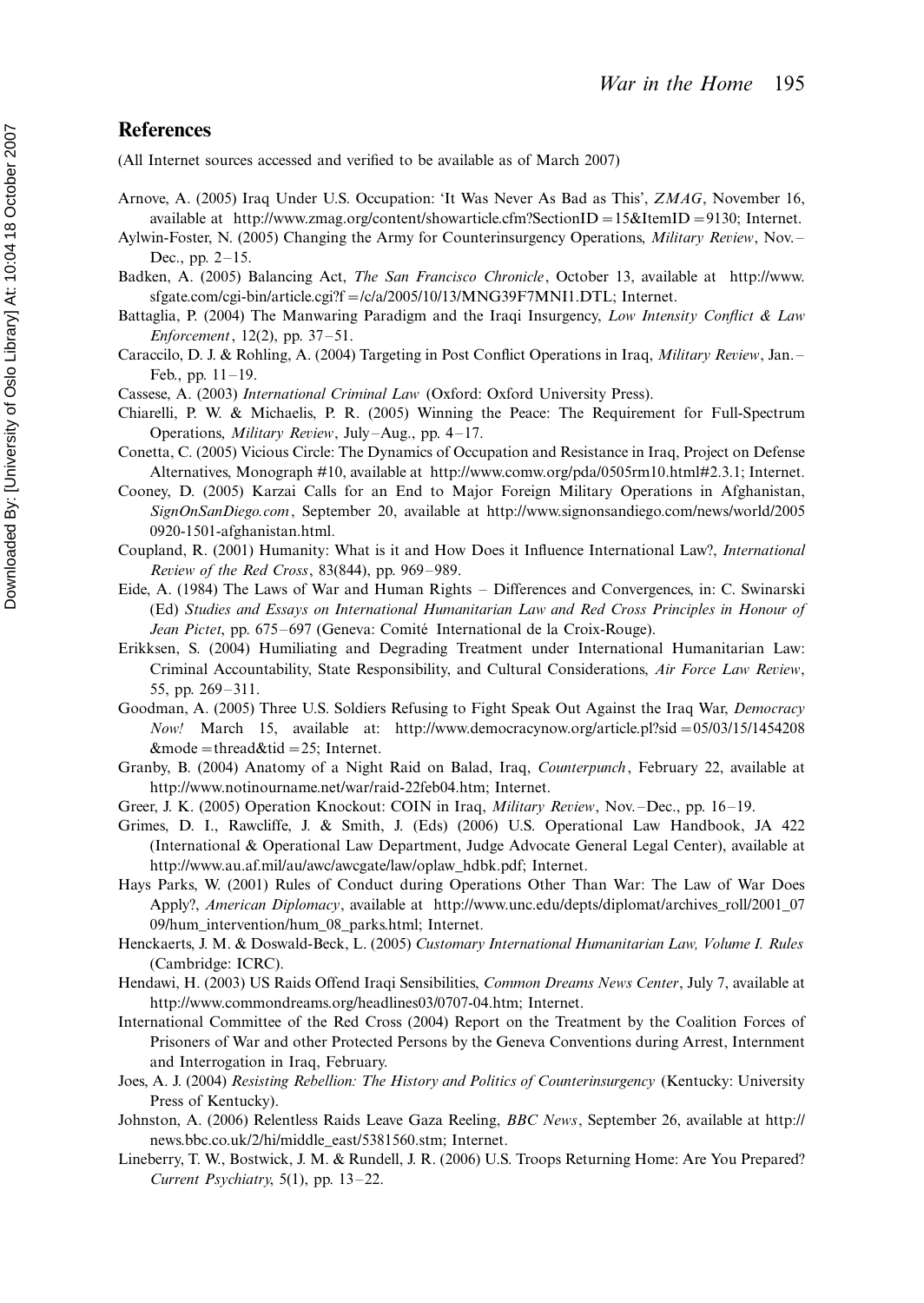## References

(All Internet sources accessed and verified to be available as of March 2007)

Arnove, A. (2005) Iraq Under U.S. Occupation: 'It Was Never As Bad as This', *ZMAG*, November 16, available at http://www.zmag.org/content/showarticle.cfm?SectionID=15&ItemID=9130; Internet.

Aylwin-Foster, N. (2005) Changing the Army for Counterinsurgency Operations, *Military Review*, Nov.–Dec., pp. 2–15.

Badken, A. (2005) Balancing Act, *The San Francisco Chronicle*, October 13, available at http://www.sfgate.com/cgi-bin/article.cgi?f=/c/a/2005/10/13/MNG39F7MNI1.DTL; Internet.

Battaglia, P. (2004) The Manwaring Paradigm and the Iraqi Insurgency, *Low Intensity Conflict & Law Enforcement*, 12(2), pp. 37–51.

Caraccilo, D. J. & Rohling, A. (2004) Targeting in Post Conflict Operations in Iraq, *Military Review*, Jan.–Feb., pp. 11–19.

Cassese, A. (2003) *International Criminal Law* (Oxford: Oxford University Press).

Chiarelli, P. W. & Michaelis, P. R. (2005) Winning the Peace: The Requirement for Full-Spectrum Operations, *Military Review*, July–Aug., pp. 4–17.

Conetta, C. (2005) Vicious Circle: The Dynamics of Occupation and Resistance in Iraq, Project on Defense Alternatives, Monograph #10, available at http://www.comw.org/pda/0505rm10.html#2.3.1; Internet.

Cooney, D. (2005) Karzai Calls for an End to Major Foreign Military Operations in Afghanistan, *SignOnSanDiego.com*, September 20, available at http://www.signonsandiego.com/news/world/2005 0920-1501-afghanistan.html.

Coupland, R. (2001) Humanity: What is it and How Does it Influence International Law?, *International Review of the Red Cross*, 83(844), pp. 969–989.

Eide, A. (1984) The Laws of War and Human Rights – Differences and Convergences, in: C. Swinarski (Ed) *Studies and Essays on International Humanitarian Law and Red Cross Principles in Honour of Jean Pictet*, pp. 675–697 (Geneva: Comité International de la Croix-Rouge).

Erikksen, S. (2004) Humiliating and Degrading Treatment under International Humanitarian Law: Criminal Accountability, State Responsibility, and Cultural Considerations, *Air Force Law Review*, 55, pp. 269–311.

Goodman, A. (2005) Three U.S. Soldiers Refusing to Fight Speak Out Against the Iraq War, *Democracy Now!* March 15, available at: http://www.democracynow.org/article.pl?sid=05/03/15/1454208&mode=thread&tid=25; Internet.

Granby, B. (2004) Anatomy of a Night Raid on Balad, Iraq, *Counterpunch*, February 22, available at http://www.notinourname.net/war/raid-22feb04.htm; Internet.

Greer, J. K. (2005) Operation Knockout: COIN in Iraq, *Military Review*, Nov.–Dec., pp. 16–19.

Grimes, D. I., Rawcliffe, J. & Smith, J. (Eds) (2006) U.S. Operational Law Handbook, JA 422 (International & Operational Law Department, Judge Advocate General Legal Center), available at http://www.au.af.mil/au/awc/awcgate/law/oplaw_hdbk.pdf; Internet.

Hays Parks, W. (2001) Rules of Conduct during Operations Other Than War: The Law of War Does Apply?, *American Diplomacy*, available at http://www.unc.edu/depts/diplomat/archives_roll/2001_07 09/hum_intervention/hum_08_parks.html; Internet.

Henckaerts, J. M. & Doswald-Beck, L. (2005) *Customary International Humanitarian Law, Volume I. Rules* (Cambridge: ICRC).

Hendawi, H. (2003) US Raids Offend Iraqi Sensibilities, *Common Dreams News Center*, July 7, available at http://www.commondreams.org/headlines03/0707-04.htm; Internet.

International Committee of the Red Cross (2004) Report on the Treatment by the Coalition Forces of Prisoners of War and other Protected Persons by the Geneva Conventions during Arrest, Internment and Interrogation in Iraq, February.

Joes, A. J. (2004) *Resisting Rebellion: The History and Politics of Counterinsurgency* (Kentucky: University Press of Kentucky).

Johnston, A. (2006) Relentless Raids Leave Gaza Reeling, *BBC News*, September 26, available at http://news.bbc.co.uk/2/hi/middle_east/5381560.stm; Internet.

Lineberry, T. W., Bostwick, J. M. & Rundell, J. R. (2006) U.S. Troops Returning Home: Are You Prepared? *Current Psychiatry*, 5(1), pp. 13–22.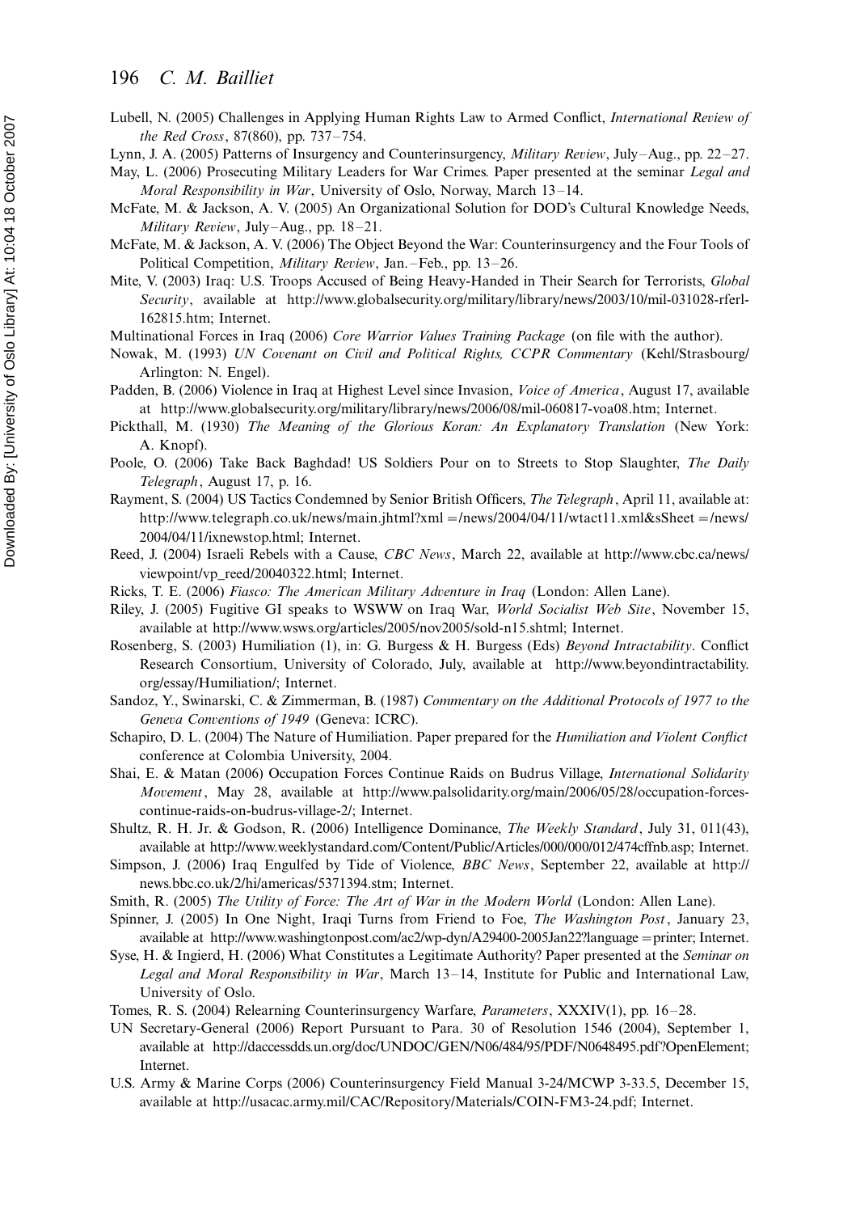Lubell, N. (2005) Challenges in Applying Human Rights Law to Armed Conflict, *International Review of the Red Cross*, 87(860), pp. 737–754.

Lynn, J. A. (2005) Patterns of Insurgency and Counterinsurgency, *Military Review*, July–Aug., pp. 22–27.

May, L. (2006) Prosecuting Military Leaders for War Crimes. Paper presented at the seminar *Legal and Moral Responsibility in War*, University of Oslo, Norway, March 13–14.

McFate, M. & Jackson, A. V. (2005) An Organizational Solution for DOD's Cultural Knowledge Needs, *Military Review*, July–Aug., pp. 18–21.

McFate, M. & Jackson, A. V. (2006) The Object Beyond the War: Counterinsurgency and the Four Tools of Political Competition, *Military Review*, Jan.–Feb., pp. 13–26.

Mite, V. (2003) Iraq: U.S. Troops Accused of Being Heavy-Handed in Their Search for Terrorists, *Global Security*, available at http://www.globalsecurity.org/military/library/news/2003/10/mil-031028-rferl-162815.htm; Internet.

Multinational Forces in Iraq (2006) *Core Warrior Values Training Package* (on file with the author).

Nowak, M. (1993) *UN Covenant on Civil and Political Rights, CCPR Commentary* (Kehl/Strasbourg/Arlington: N. Engel).

Padden, B. (2006) Violence in Iraq at Highest Level since Invasion, *Voice of America*, August 17, available at http://www.globalsecurity.org/military/library/news/2006/08/mil-060817-voa08.htm; Internet.

Pickthall, M. (1930) *The Meaning of the Glorious Koran: An Explanatory Translation* (New York: A. Knopf).

Poole, O. (2006) Take Back Baghdad! US Soldiers Pour on to Streets to Stop Slaughter, *The Daily Telegraph*, August 17, p. 16.

Rayment, S. (2004) US Tactics Condemned by Senior British Officers, *The Telegraph*, April 11, available at: http://www.telegraph.co.uk/news/main.jhtml?xml=/news/2004/04/11/wtact11.xml&sSheet=/news/2004/04/11/ixnewstop.html; Internet.

Reed, J. (2004) Israeli Rebels with a Cause, *CBC News*, March 22, available at http://www.cbc.ca/news/viewpoint/vp_reed/20040322.html; Internet.

Ricks, T. E. (2006) *Fiasco: The American Military Adventure in Iraq* (London: Allen Lane).

Riley, J. (2005) Fugitive GI speaks to WSWW on Iraq War, *World Socialist Web Site*, November 15, available at http://www.wsws.org/articles/2005/nov2005/sold-n15.shtml; Internet.

Rosenberg, S. (2003) Humiliation (1), in: G. Burgess & H. Burgess (Eds) *Beyond Intractability*. Conflict Research Consortium, University of Colorado, July, available at http://www.beyondintractability.org/essay/Humiliation/; Internet.

Sandoz, Y., Swinarski, C. & Zimmerman, B. (1987) *Commentary on the Additional Protocols of 1977 to the Geneva Conventions of 1949* (Geneva: ICRC).

Schapiro, D. L. (2004) The Nature of Humiliation. Paper prepared for the *Humiliation and Violent Conflict* conference at Colombia University, 2004.

Shai, E. & Matan (2006) Occupation Forces Continue Raids on Budrus Village, *International Solidarity Movement*, May 28, available at http://www.palsolidarity.org/main/2006/05/28/occupation-forces-continue-raids-on-budrus-village-2/; Internet.

Shultz, R. H. Jr. & Godson, R. (2006) Intelligence Dominance, *The Weekly Standard*, July 31, 011(43), available at http://www.weeklystandard.com/Content/Public/Articles/000/000/012/474cffnb.asp; Internet.

Simpson, J. (2006) Iraq Engulfed by Tide of Violence, *BBC News*, September 22, available at http://news.bbc.co.uk/2/hi/americas/5371394.stm; Internet.

Smith, R. (2005) *The Utility of Force: The Art of War in the Modern World* (London: Allen Lane).

Spinner, J. (2005) In One Night, Iraqi Turns from Friend to Foe, *The Washington Post*, January 23, available at http://www.washingtonpost.com/ac2/wp-dyn/A29400-2005Jan22?language=printer; Internet.

Syse, H. & Ingierd, H. (2006) What Constitutes a Legitimate Authority? Paper presented at the *Seminar on Legal and Moral Responsibility in War*, March 13–14, Institute for Public and International Law, University of Oslo.

Tomes, R. S. (2004) Relearning Counterinsurgency Warfare, *Parameters*, XXXIV(1), pp. 16–28.

UN Secretary-General (2006) Report Pursuant to Para. 30 of Resolution 1546 (2004), September 1, available at http://daccessdds.un.org/doc/UNDOC/GEN/N06/484/95/PDF/N0648495.pdf?OpenElement; Internet.

U.S. Army & Marine Corps (2006) Counterinsurgency Field Manual 3-24/MCWP 3-33.5, December 15, available at http://usacac.army.mil/CAC/Repository/Materials/COIN-FM3-24.pdf; Internet.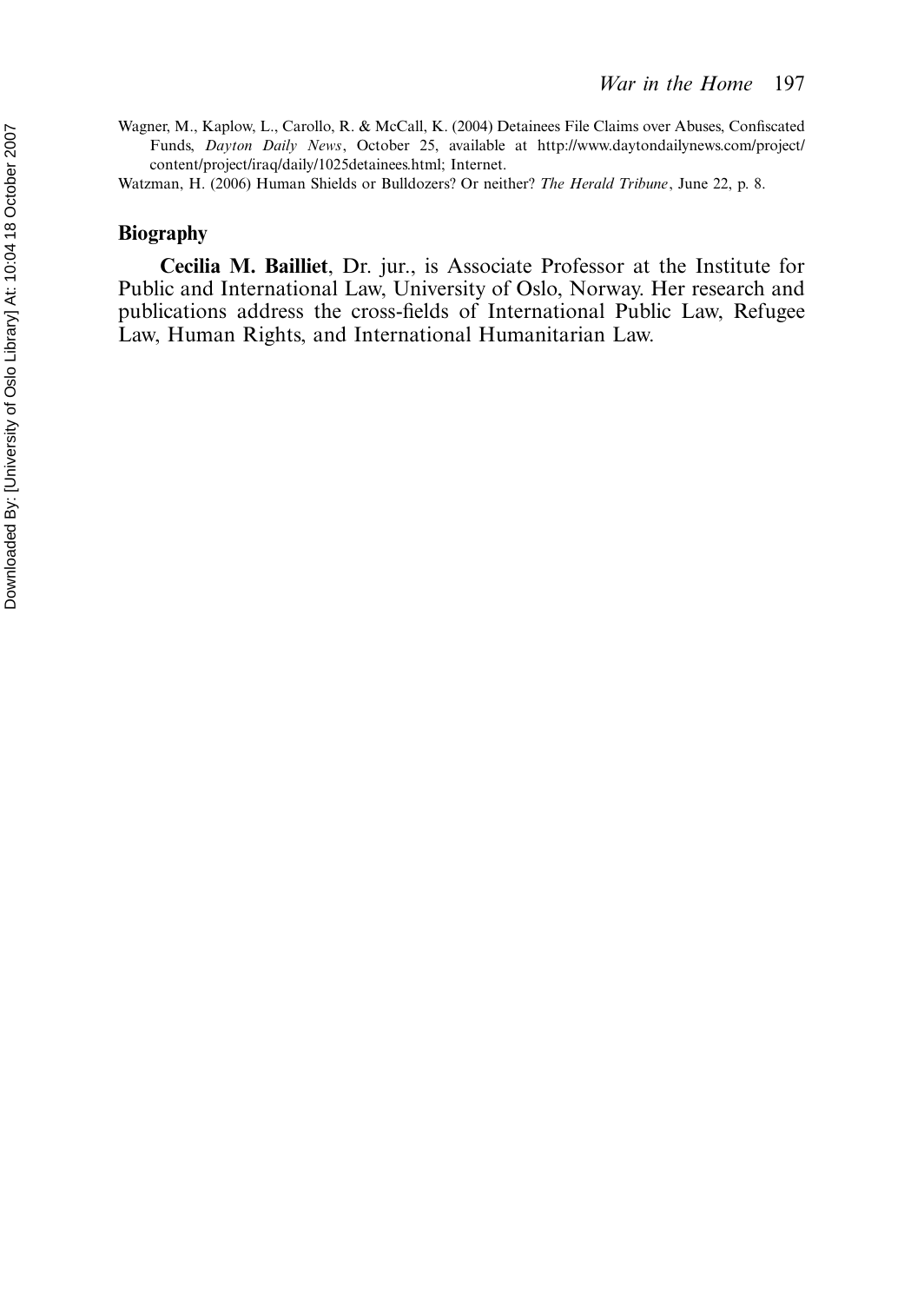Wagner, M., Kaplow, L., Carollo, R. & McCall, K. (2004) Detainees File Claims over Abuses, Confiscated Funds, *Dayton Daily News*, October 25, available at http://www.daytondailynews.com/project/content/project/iraq/daily/1025detainees.html; Internet.

Watzman, H. (2006) Human Shields or Bulldozers? Or neither? *The Herald Tribune*, June 22, p. 8.

## Biography

**Cecilia M. Bailliet**, Dr. jur., is Associate Professor at the Institute for Public and International Law, University of Oslo, Norway. Her research and publications address the cross-fields of International Public Law, Refugee Law, Human Rights, and International Humanitarian Law.